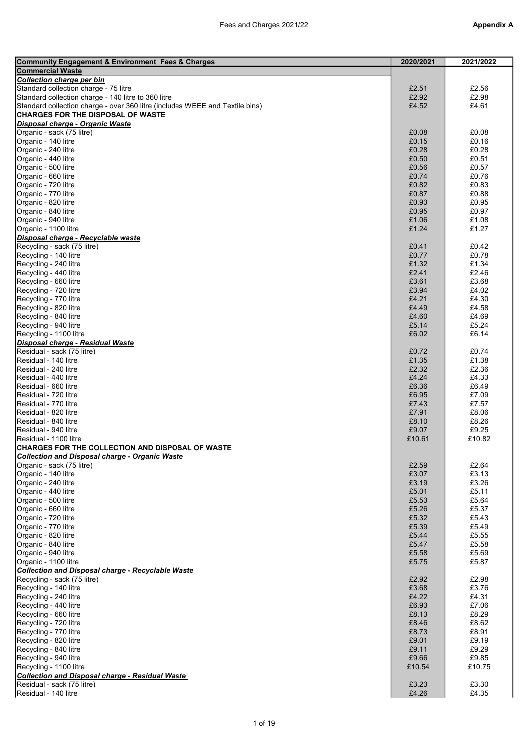| Community Engagement & Environment Fees & Charges | 2020/2021 | 2021/2022 |
|---|---|---|
| **Commercial Waste** | | |
| ***Collection charge per bin*** | | |
| Standard collection charge - 75 litre | £2.51 | £2.56 |
| Standard collection charge - 140 litre to 360 litre | £2.92 | £2.98 |
| Standard collection charge - over 360 litre (includes WEEE and Textile bins) | £4.52 | £4.61 |
| **CHARGES FOR THE DISPOSAL OF WASTE** | | |
| ***Disposal charge - Organic Waste*** | | |
| Organic - sack (75 litre) | £0.08 | £0.08 |
| Organic - 140 litre | £0.15 | £0.16 |
| Organic - 240 litre | £0.28 | £0.28 |
| Organic - 440 litre | £0.50 | £0.51 |
| Organic - 500 litre | £0.56 | £0.57 |
| Organic - 660 litre | £0.74 | £0.76 |
| Organic - 720 litre | £0.82 | £0.83 |
| Organic - 770 litre | £0.87 | £0.88 |
| Organic - 820 litre | £0.93 | £0.95 |
| Organic - 840 litre | £0.95 | £0.97 |
| Organic - 940 litre | £1.06 | £1.08 |
| Organic - 1100 litre | £1.24 | £1.27 |
| ***Disposal charge - Recyclable waste*** | | |
| Recycling - sack (75 litre) | £0.41 | £0.42 |
| Recycling - 140 litre | £0.77 | £0.78 |
| Recycling - 240 litre | £1.32 | £1.34 |
| Recycling - 440 litre | £2.41 | £2.46 |
| Recycling - 660 litre | £3.61 | £3.68 |
| Recycling - 720 litre | £3.94 | £4.02 |
| Recycling - 770 litre | £4.21 | £4.30 |
| Recycling - 820 litre | £4.49 | £4.58 |
| Recycling - 840 litre | £4.60 | £4.69 |
| Recycling - 940 litre | £5.14 | £5.24 |
| Recycling - 1100 litre | £6.02 | £6.14 |
| ***Disposal charge - Residual Waste*** | | |
| Residual - sack (75 litre) | £0.72 | £0.74 |
| Residual - 140 litre | £1.35 | £1.38 |
| Residual - 240 litre | £2.32 | £2.36 |
| Residual - 440 litre | £4.24 | £4.33 |
| Residual - 660 litre | £6.36 | £6.49 |
| Residual - 720 litre | £6.95 | £7.09 |
| Residual - 770 litre | £7.43 | £7.57 |
| Residual - 820 litre | £7.91 | £8.06 |
| Residual - 840 litre | £8.10 | £8.26 |
| Residual - 940 litre | £9.07 | £9.25 |
| Residual - 1100 litre | £10.61 | £10.82 |
| **CHARGES FOR THE COLLECTION AND DISPOSAL OF WASTE** | | |
| ***Collection and Disposal charge - Organic Waste*** | | |
| Organic - sack (75 litre) | £2.59 | £2.64 |
| Organic - 140 litre | £3.07 | £3.13 |
| Organic - 240 litre | £3.19 | £3.26 |
| Organic - 440 litre | £5.01 | £5.11 |
| Organic - 500 litre | £5.53 | £5.64 |
| Organic - 660 litre | £5.26 | £5.37 |
| Organic - 720 litre | £5.32 | £5.43 |
| Organic - 770 litre | £5.39 | £5.49 |
| Organic - 820 litre | £5.44 | £5.55 |
| Organic - 840 litre | £5.47 | £5.58 |
| Organic - 940 litre | £5.58 | £5.69 |
| Organic - 1100 litre | £5.75 | £5.87 |
| ***Collection and Disposal charge - Recyclable Waste*** | | |
| Recycling - sack (75 litre) | £2.92 | £2.98 |
| Recycling - 140 litre | £3.68 | £3.76 |
| Recycling - 240 litre | £4.22 | £4.31 |
| Recycling - 440 litre | £6.93 | £7.06 |
| Recycling - 660 litre | £8.13 | £8.29 |
| Recycling - 720 litre | £8.46 | £8.62 |
| Recycling - 770 litre | £8.73 | £8.91 |
| Recycling - 820 litre | £9.01 | £9.19 |
| Recycling - 840 litre | £9.11 | £9.29 |
| Recycling - 940 litre | £9.66 | £9.85 |
| Recycling - 1100 litre | £10.54 | £10.75 |
| ***Collection and Disposal charge - Residual Waste*** | | |
| Residual - sack (75 litre) | £3.23 | £3.30 |
| Residual - 140 litre | £4.26 | £4.35 |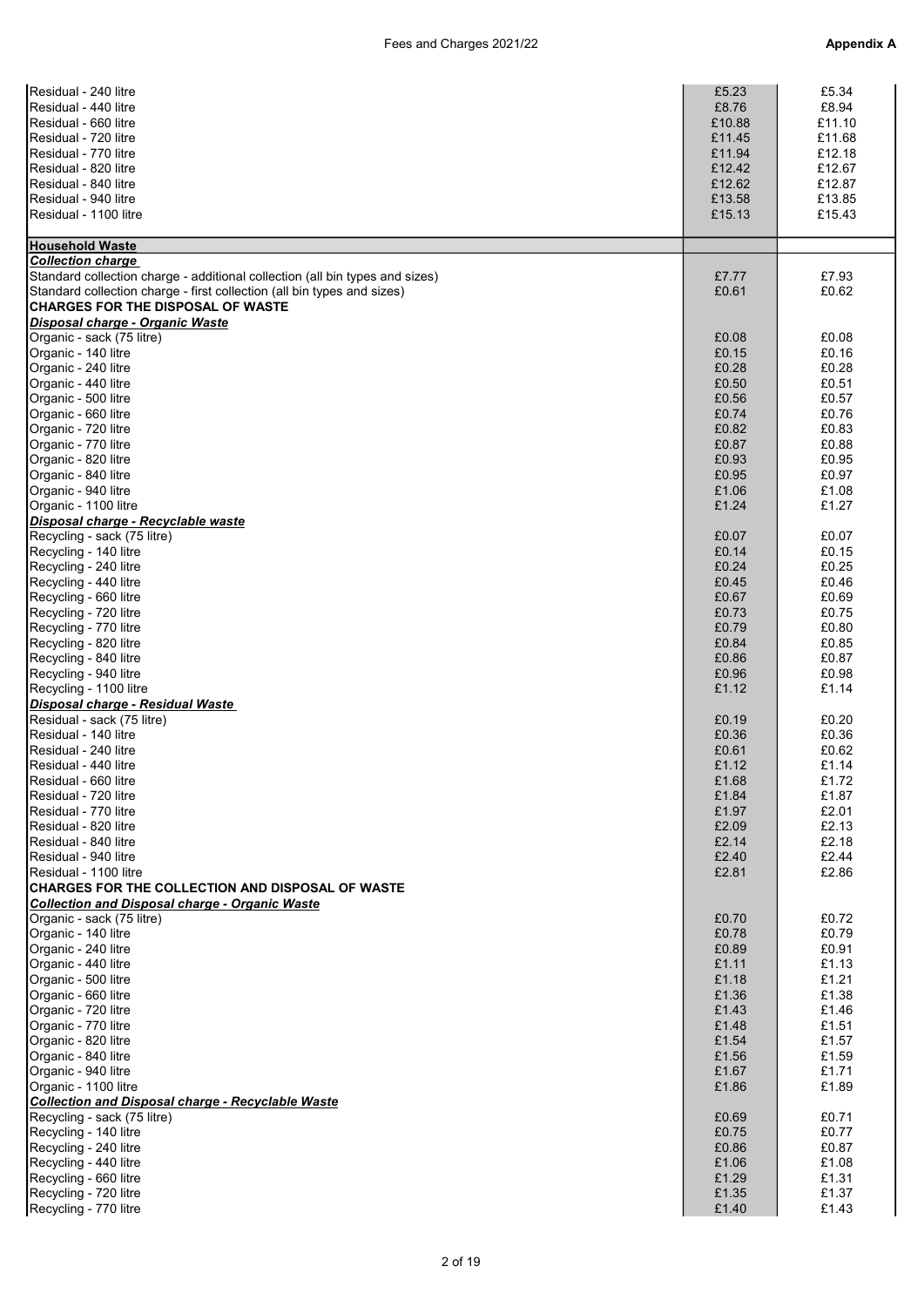| | | |
|---|---|---|
| Residual - 240 litre | £5.23 | £5.34 |
| Residual - 440 litre | £8.76 | £8.94 |
| Residual - 660 litre | £10.88 | £11.10 |
| Residual - 720 litre | £11.45 | £11.68 |
| Residual - 770 litre | £11.94 | £12.18 |
| Residual - 820 litre | £12.42 | £12.67 |
| Residual - 840 litre | £12.62 | £12.87 |
| Residual - 940 litre | £13.58 | £13.85 |
| Residual - 1100 litre | £15.13 | £15.43 |
| **Household Waste** | | |
| ***Collection charge*** | | |
| Standard collection charge - additional collection (all bin types and sizes) | £7.77 | £7.93 |
| Standard collection charge - first collection (all bin types and sizes) | £0.61 | £0.62 |
| **CHARGES FOR THE DISPOSAL OF WASTE** | | |
| ***Disposal charge - Organic Waste*** | | |
| Organic - sack (75 litre) | £0.08 | £0.08 |
| Organic - 140 litre | £0.15 | £0.16 |
| Organic - 240 litre | £0.28 | £0.28 |
| Organic - 440 litre | £0.50 | £0.51 |
| Organic - 500 litre | £0.56 | £0.57 |
| Organic - 660 litre | £0.74 | £0.76 |
| Organic - 720 litre | £0.82 | £0.83 |
| Organic - 770 litre | £0.87 | £0.88 |
| Organic - 820 litre | £0.93 | £0.95 |
| Organic - 840 litre | £0.95 | £0.97 |
| Organic - 940 litre | £1.06 | £1.08 |
| Organic - 1100 litre | £1.24 | £1.27 |
| ***Disposal charge - Recyclable waste*** | | |
| Recycling - sack (75 litre) | £0.07 | £0.07 |
| Recycling - 140 litre | £0.14 | £0.15 |
| Recycling - 240 litre | £0.24 | £0.25 |
| Recycling - 440 litre | £0.45 | £0.46 |
| Recycling - 660 litre | £0.67 | £0.69 |
| Recycling - 720 litre | £0.73 | £0.75 |
| Recycling - 770 litre | £0.79 | £0.80 |
| Recycling - 820 litre | £0.84 | £0.85 |
| Recycling - 840 litre | £0.86 | £0.87 |
| Recycling - 940 litre | £0.96 | £0.98 |
| Recycling - 1100 litre | £1.12 | £1.14 |
| ***Disposal charge - Residual Waste*** | | |
| Residual - sack (75 litre) | £0.19 | £0.20 |
| Residual - 140 litre | £0.36 | £0.36 |
| Residual - 240 litre | £0.61 | £0.62 |
| Residual - 440 litre | £1.12 | £1.14 |
| Residual - 660 litre | £1.68 | £1.72 |
| Residual - 720 litre | £1.84 | £1.87 |
| Residual - 770 litre | £1.97 | £2.01 |
| Residual - 820 litre | £2.09 | £2.13 |
| Residual - 840 litre | £2.14 | £2.18 |
| Residual - 940 litre | £2.40 | £2.44 |
| Residual - 1100 litre | £2.81 | £2.86 |
| **CHARGES FOR THE COLLECTION AND DISPOSAL OF WASTE** | | |
| ***Collection and Disposal charge - Organic Waste*** | | |
| Organic - sack (75 litre) | £0.70 | £0.72 |
| Organic - 140 litre | £0.78 | £0.79 |
| Organic - 240 litre | £0.89 | £0.91 |
| Organic - 440 litre | £1.11 | £1.13 |
| Organic - 500 litre | £1.18 | £1.21 |
| Organic - 660 litre | £1.36 | £1.38 |
| Organic - 720 litre | £1.43 | £1.46 |
| Organic - 770 litre | £1.48 | £1.51 |
| Organic - 820 litre | £1.54 | £1.57 |
| Organic - 840 litre | £1.56 | £1.59 |
| Organic - 940 litre | £1.67 | £1.71 |
| Organic - 1100 litre | £1.86 | £1.89 |
| ***Collection and Disposal charge - Recyclable Waste*** | | |
| Recycling - sack (75 litre) | £0.69 | £0.71 |
| Recycling - 140 litre | £0.75 | £0.77 |
| Recycling - 240 litre | £0.86 | £0.87 |
| Recycling - 440 litre | £1.06 | £1.08 |
| Recycling - 660 litre | £1.29 | £1.31 |
| Recycling - 720 litre | £1.35 | £1.37 |
| Recycling - 770 litre | £1.40 | £1.43 |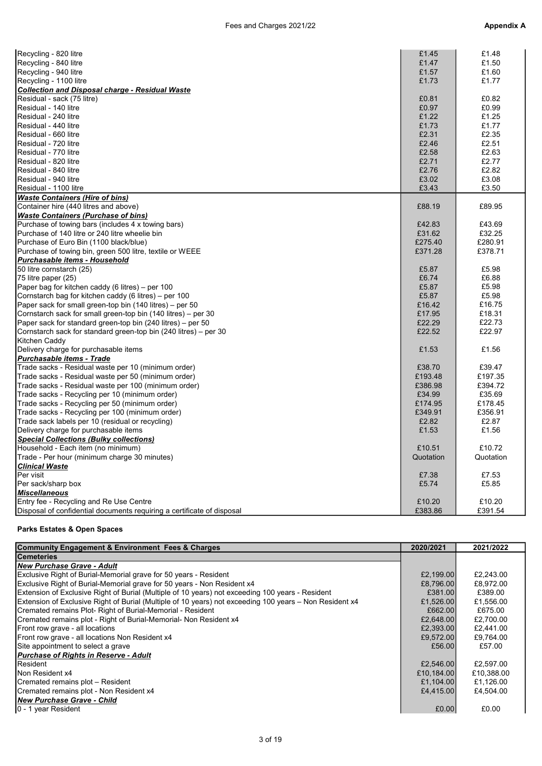| | | |
|---|---|---|
| Recycling - 820 litre | £1.45 | £1.48 |
| Recycling - 840 litre | £1.47 | £1.50 |
| Recycling - 940 litre | £1.57 | £1.60 |
| Recycling - 1100 litre | £1.73 | £1.77 |
| ***Collection and Disposal charge - Residual Waste*** | | |
| Residual - sack (75 litre) | £0.81 | £0.82 |
| Residual - 140 litre | £0.97 | £0.99 |
| Residual - 240 litre | £1.22 | £1.25 |
| Residual - 440 litre | £1.73 | £1.77 |
| Residual - 660 litre | £2.31 | £2.35 |
| Residual - 720 litre | £2.46 | £2.51 |
| Residual - 770 litre | £2.58 | £2.63 |
| Residual - 820 litre | £2.71 | £2.77 |
| Residual - 840 litre | £2.76 | £2.82 |
| Residual - 940 litre | £3.02 | £3.08 |
| Residual - 1100 litre | £3.43 | £3.50 |
| ***Waste Containers (Hire of bins)*** | | |
| Container hire (440 litres and above) | £88.19 | £89.95 |
| ***Waste Containers (Purchase of bins)*** | | |
| Purchase of towing bars (includes 4 x towing bars) | £42.83 | £43.69 |
| Purchase of 140 litre or 240 litre wheelie bin | £31.62 | £32.25 |
| Purchase of Euro Bin (1100 black/blue) | £275.40 | £280.91 |
| Purchase of towing bin, green 500 litre, textile or WEEE | £371.28 | £378.71 |
| ***Purchasable items - Household*** | | |
| 50 litre cornstarch (25) | £5.87 | £5.98 |
| 75 litre paper (25) | £6.74 | £6.88 |
| Paper bag for kitchen caddy (6 litres) – per 100 | £5.87 | £5.98 |
| Cornstarch bag for kitchen caddy (6 litres) – per 100 | £5.87 | £5.98 |
| Paper sack for small green-top bin (140 litres) – per 50 | £16.42 | £16.75 |
| Cornstarch sack for small green-top bin (140 litres) – per 30 | £17.95 | £18.31 |
| Paper sack for standard green-top bin (240 litres) – per 50 | £22.29 | £22.73 |
| Cornstarch sack for standard green-top bin (240 litres) – per 30 | £22.52 | £22.97 |
| Kitchen Caddy | | |
| Delivery charge for purchasable items | £1.53 | £1.56 |
| ***Purchasable items - Trade*** | | |
| Trade sacks - Residual waste per 10 (minimum order) | £38.70 | £39.47 |
| Trade sacks - Residual waste per 50 (minimum order) | £193.48 | £197.35 |
| Trade sacks - Residual waste per 100 (minimum order) | £386.98 | £394.72 |
| Trade sacks - Recycling per 10 (minimum order) | £34.99 | £35.69 |
| Trade sacks - Recycling per 50 (minimum order) | £174.95 | £178.45 |
| Trade sacks - Recycling per 100 (minimum order) | £349.91 | £356.91 |
| Trade sack labels per 10 (residual or recycling) | £2.82 | £2.87 |
| Delivery charge for purchasable items | £1.53 | £1.56 |
| ***Special Collections (Bulky collections)*** | | |
| Household - Each item (no minimum) | £10.51 | £10.72 |
| Trade - Per hour (minimum charge 30 minutes) | Quotation | Quotation |
| ***Clinical Waste*** | | |
| Per visit | £7.38 | £7.53 |
| Per sack/sharp box | £5.74 | £5.85 |
| ***Miscellaneous*** | | |
| Entry fee - Recycling and Re Use Centre | £10.20 | £10.20 |
| Disposal of confidential documents requiring a certificate of disposal | £383.86 | £391.54 |

**Parks Estates & Open Spaces**

| Community Engagement & Environment Fees & Charges | 2020/2021 | 2021/2022 |
|---|---|---|
| **Cemeteries** | | |
| ***New Purchase Grave - Adult*** | | |
| Exclusive Right of Burial-Memorial grave for 50 years - Resident | £2,199.00 | £2,243.00 |
| Exclusive Right of Burial-Memorial grave for 50 years - Non Resident x4 | £8,796.00 | £8,972.00 |
| Extension of Exclusive Right of Burial (Multiple of 10 years) not exceeding 100 years - Resident | £381.00 | £389.00 |
| Extension of Exclusive Right of Burial (Multiple of 10 years) not exceeding 100 years – Non Resident x4 | £1,526.00 | £1,556.00 |
| Cremated remains Plot- Right of Burial-Memorial - Resident | £662.00 | £675.00 |
| Cremated remains plot - Right of Burial-Memorial- Non Resident x4 | £2,648.00 | £2,700.00 |
| Front row grave - all locations | £2,393.00 | £2,441.00 |
| Front row grave - all locations Non Resident x4 | £9,572.00 | £9,764.00 |
| Site appointment to select a grave | £56.00 | £57.00 |
| ***Purchase of Rights in Reserve - Adult*** | | |
| Resident | £2,546.00 | £2,597.00 |
| Non Resident x4 | £10,184.00 | £10,388.00 |
| Cremated remains plot – Resident | £1,104.00 | £1,126.00 |
| Cremated remains plot - Non Resident x4 | £4,415.00 | £4,504.00 |
| ***New Purchase Grave - Child*** | | |
| 0 - 1 year Resident | £0.00 | £0.00 |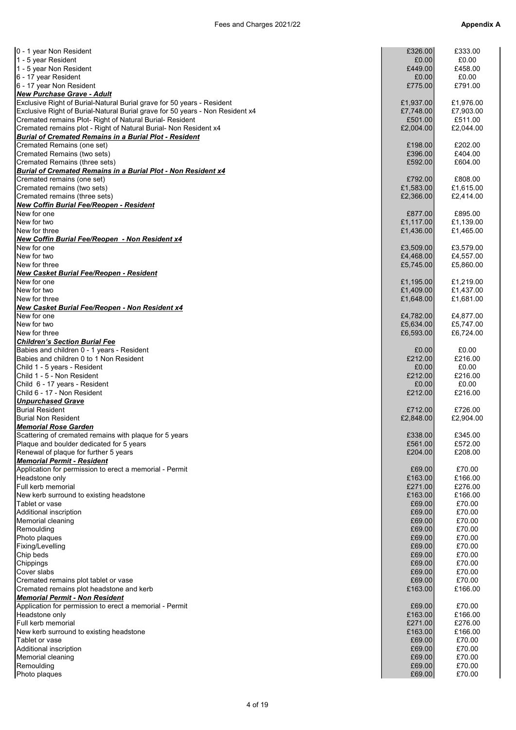| | | |
|---|---|---|
| 0 - 1 year Non Resident | £326.00 | £333.00 |
| 1 - 5 year Resident | £0.00 | £0.00 |
| 1 - 5 year Non Resident | £449.00 | £458.00 |
| 6 - 17 year Resident | £0.00 | £0.00 |
| 6 - 17 year Non Resident | £775.00 | £791.00 |
| ***New Purchase Grave - Adult*** | | |
| Exclusive Right of Burial-Natural Burial grave for 50 years - Resident | £1,937.00 | £1,976.00 |
| Exclusive Right of Burial-Natural Burial grave for 50 years - Non Resident x4 | £7,748.00 | £7,903.00 |
| Cremated remains Plot- Right of Natural Burial- Resident | £501.00 | £511.00 |
| Cremated remains plot - Right of Natural Burial- Non Resident x4 | £2,004.00 | £2,044.00 |
| ***Burial of Cremated Remains in a Burial Plot - Resident*** | | |
| Cremated Remains (one set) | £198.00 | £202.00 |
| Cremated Remains (two sets) | £396.00 | £404.00 |
| Cremated Remains (three sets) | £592.00 | £604.00 |
| ***Burial of Cremated Remains in a Burial Plot - Non Resident x4*** | | |
| Cremated remains (one set) | £792.00 | £808.00 |
| Cremated remains (two sets) | £1,583.00 | £1,615.00 |
| Cremated remains (three sets) | £2,366.00 | £2,414.00 |
| ***New Coffin Burial Fee/Reopen - Resident*** | | |
| New for one | £877.00 | £895.00 |
| New for two | £1,117.00 | £1,139.00 |
| New for three | £1,436.00 | £1,465.00 |
| ***New Coffin Burial Fee/Reopen - Non Resident x4*** | | |
| New for one | £3,509.00 | £3,579.00 |
| New for two | £4,468.00 | £4,557.00 |
| New for three | £5,745.00 | £5,860.00 |
| ***New Casket Burial Fee/Reopen - Resident*** | | |
| New for one | £1,195.00 | £1,219.00 |
| New for two | £1,409.00 | £1,437.00 |
| New for three | £1,648.00 | £1,681.00 |
| ***New Casket Burial Fee/Reopen - Non Resident x4*** | | |
| New for one | £4,782.00 | £4,877.00 |
| New for two | £5,634.00 | £5,747.00 |
| New for three | £6,593.00 | £6,724.00 |
| ***Children's Section Burial Fee*** | | |
| Babies and children 0 - 1 years - Resident | £0.00 | £0.00 |
| Babies and children 0 to 1 Non Resident | £212.00 | £216.00 |
| Child 1 - 5 years - Resident | £0.00 | £0.00 |
| Child 1 - 5 - Non Resident | £212.00 | £216.00 |
| Child 6 - 17 years - Resident | £0.00 | £0.00 |
| Child 6 - 17 - Non Resident | £212.00 | £216.00 |
| ***Unpurchased Grave*** | | |
| Burial Resident | £712.00 | £726.00 |
| Burial Non Resident | £2,848.00 | £2,904.00 |
| ***Memorial Rose Garden*** | | |
| Scattering of cremated remains with plaque for 5 years | £338.00 | £345.00 |
| Plaque and boulder dedicated for 5 years | £561.00 | £572.00 |
| Renewal of plaque for further 5 years | £204.00 | £208.00 |
| ***Memorial Permit - Resident*** | | |
| Application for permission to erect a memorial - Permit | £69.00 | £70.00 |
| Headstone only | £163.00 | £166.00 |
| Full kerb memorial | £271.00 | £276.00 |
| New kerb surround to existing headstone | £163.00 | £166.00 |
| Tablet or vase | £69.00 | £70.00 |
| Additional inscription | £69.00 | £70.00 |
| Memorial cleaning | £69.00 | £70.00 |
| Remoulding | £69.00 | £70.00 |
| Photo plaques | £69.00 | £70.00 |
| Fixing/Levelling | £69.00 | £70.00 |
| Chip beds | £69.00 | £70.00 |
| Chippings | £69.00 | £70.00 |
| Cover slabs | £69.00 | £70.00 |
| Cremated remains plot tablet or vase | £69.00 | £70.00 |
| Cremated remains plot headstone and kerb | £163.00 | £166.00 |
| ***Memorial Permit - Non Resident*** | | |
| Application for permission to erect a memorial - Permit | £69.00 | £70.00 |
| Headstone only | £163.00 | £166.00 |
| Full kerb memorial | £271.00 | £276.00 |
| New kerb surround to existing headstone | £163.00 | £166.00 |
| Tablet or vase | £69.00 | £70.00 |
| Additional inscription | £69.00 | £70.00 |
| Memorial cleaning | £69.00 | £70.00 |
| Remoulding | £69.00 | £70.00 |
| Photo plaques | £69.00 | £70.00 |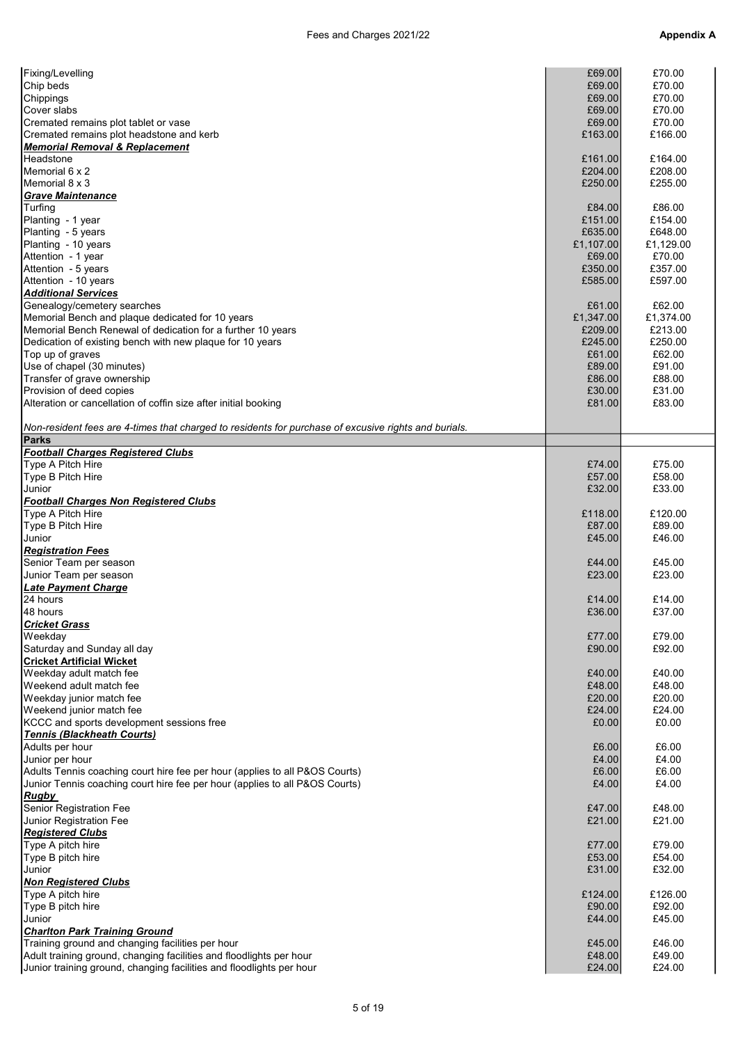| | | |
|---|---|---|
| Fixing/Levelling | £69.00 | £70.00 |
| Chip beds | £69.00 | £70.00 |
| Chippings | £69.00 | £70.00 |
| Cover slabs | £69.00 | £70.00 |
| Cremated remains plot tablet or vase | £69.00 | £70.00 |
| Cremated remains plot headstone and kerb | £163.00 | £166.00 |
| ***Memorial Removal & Replacement*** | | |
| Headstone | £161.00 | £164.00 |
| Memorial 6 x 2 | £204.00 | £208.00 |
| Memorial 8 x 3 | £250.00 | £255.00 |
| ***Grave Maintenance*** | | |
| Turfing | £84.00 | £86.00 |
| Planting - 1 year | £151.00 | £154.00 |
| Planting - 5 years | £635.00 | £648.00 |
| Planting - 10 years | £1,107.00 | £1,129.00 |
| Attention - 1 year | £69.00 | £70.00 |
| Attention - 5 years | £350.00 | £357.00 |
| Attention - 10 years | £585.00 | £597.00 |
| ***Additional Services*** | | |
| Genealogy/cemetery searches | £61.00 | £62.00 |
| Memorial Bench and plaque dedicated for 10 years | £1,347.00 | £1,374.00 |
| Memorial Bench Renewal of dedication for a further 10 years | £209.00 | £213.00 |
| Dedication of existing bench with new plaque for 10 years | £245.00 | £250.00 |
| Top up of graves | £61.00 | £62.00 |
| Use of chapel (30 minutes) | £89.00 | £91.00 |
| Transfer of grave ownership | £86.00 | £88.00 |
| Provision of deed copies | £30.00 | £31.00 |
| Alteration or cancellation of coffin size after initial booking | £81.00 | £83.00 |
| *Non-resident fees are 4-times that charged to residents for purchase of excusive rights and burials.* | | |
| **Parks** | | |
| ***Football Charges Registered Clubs*** | | |
| Type A Pitch Hire | £74.00 | £75.00 |
| Type B Pitch Hire | £57.00 | £58.00 |
| Junior | £32.00 | £33.00 |
| ***Football Charges Non Registered Clubs*** | | |
| Type A Pitch Hire | £118.00 | £120.00 |
| Type B Pitch Hire | £87.00 | £89.00 |
| Junior | £45.00 | £46.00 |
| ***Registration Fees*** | | |
| Senior Team per season | £44.00 | £45.00 |
| Junior Team per season | £23.00 | £23.00 |
| ***Late Payment Charge*** | | |
| 24 hours | £14.00 | £14.00 |
| 48 hours | £36.00 | £37.00 |
| ***Cricket Grass*** | | |
| Weekday | £77.00 | £79.00 |
| Saturday and Sunday all day | £90.00 | £92.00 |
| ***Cricket Artificial Wicket*** | | |
| Weekday adult match fee | £40.00 | £40.00 |
| Weekend adult match fee | £48.00 | £48.00 |
| Weekday junior match fee | £20.00 | £20.00 |
| Weekend junior match fee | £24.00 | £24.00 |
| KCCC and sports development sessions free | £0.00 | £0.00 |
| ***Tennis (Blackheath Courts)*** | | |
| Adults per hour | £6.00 | £6.00 |
| Junior per hour | £4.00 | £4.00 |
| Adults Tennis coaching court hire fee per hour (applies to all P&OS Courts) | £6.00 | £6.00 |
| Junior Tennis coaching court hire fee per hour (applies to all P&OS Courts) | £4.00 | £4.00 |
| ***Rugby*** | | |
| Senior Registration Fee | £47.00 | £48.00 |
| Junior Registration Fee | £21.00 | £21.00 |
| ***Registered Clubs*** | | |
| Type A pitch hire | £77.00 | £79.00 |
| Type B pitch hire | £53.00 | £54.00 |
| Junior | £31.00 | £32.00 |
| ***Non Registered Clubs*** | | |
| Type A pitch hire | £124.00 | £126.00 |
| Type B pitch hire | £90.00 | £92.00 |
| Junior | £44.00 | £45.00 |
| ***Charlton Park Training Ground*** | | |
| Training ground and changing facilities per hour | £45.00 | £46.00 |
| Adult training ground, changing facilities and floodlights per hour | £48.00 | £49.00 |
| Junior training ground, changing facilities and floodlights per hour | £24.00 | £24.00 |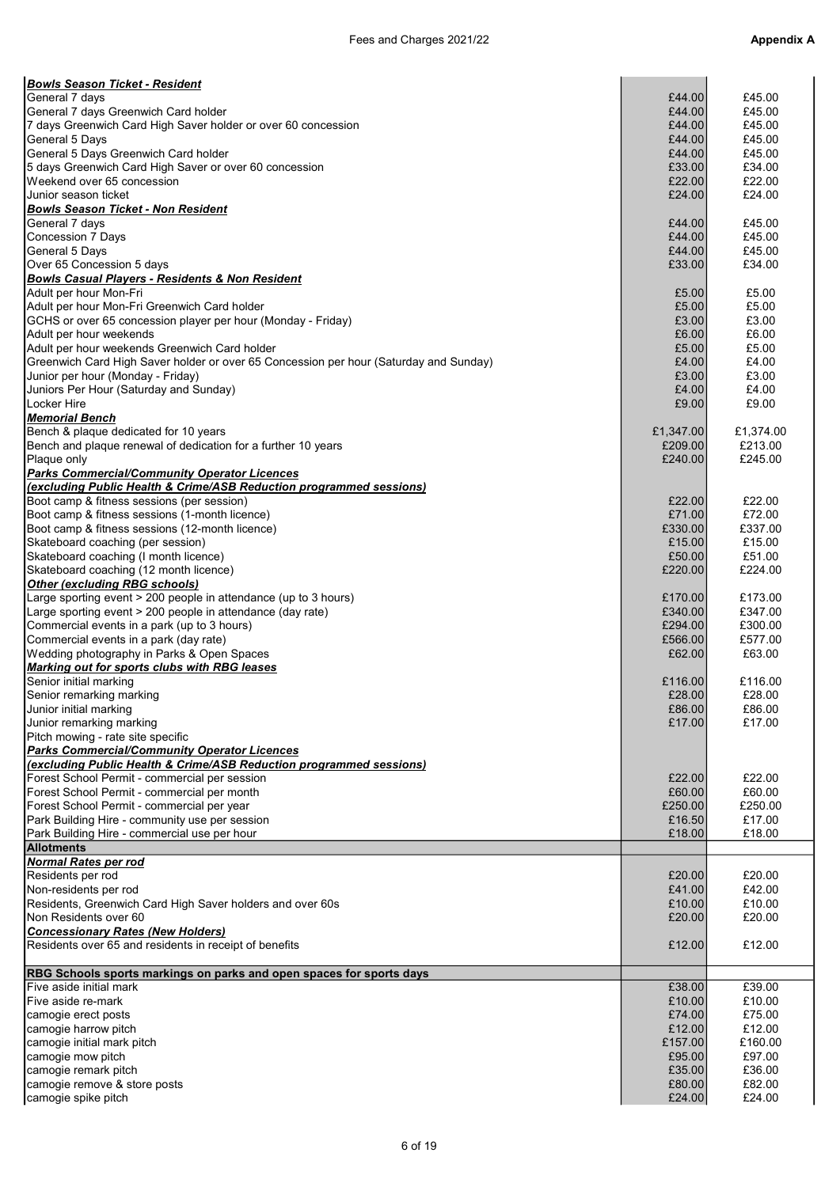| | | |
|---|---|---|
| ***Bowls Season Ticket - Resident*** | | |
| General 7 days | £44.00 | £45.00 |
| General 7 days Greenwich Card holder | £44.00 | £45.00 |
| 7 days Greenwich Card High Saver holder or over 60 concession | £44.00 | £45.00 |
| General 5 Days | £44.00 | £45.00 |
| General 5 Days Greenwich Card holder | £44.00 | £45.00 |
| 5 days Greenwich Card High Saver or over 60 concession | £33.00 | £34.00 |
| Weekend over 65 concession | £22.00 | £22.00 |
| Junior season ticket | £24.00 | £24.00 |
| ***Bowls Season Ticket - Non Resident*** | | |
| General 7 days | £44.00 | £45.00 |
| Concession 7 Days | £44.00 | £45.00 |
| General 5 Days | £44.00 | £45.00 |
| Over 65 Concession 5 days | £33.00 | £34.00 |
| ***Bowls Casual Players - Residents & Non Resident*** | | |
| Adult per hour Mon-Fri | £5.00 | £5.00 |
| Adult per hour Mon-Fri Greenwich Card holder | £5.00 | £5.00 |
| GCHS or over 65 concession player per hour (Monday - Friday) | £3.00 | £3.00 |
| Adult per hour weekends | £6.00 | £6.00 |
| Adult per hour weekends Greenwich Card holder | £5.00 | £5.00 |
| Greenwich Card High Saver holder or over 65 Concession per hour (Saturday and Sunday) | £4.00 | £4.00 |
| Junior per hour (Monday - Friday) | £3.00 | £3.00 |
| Juniors Per Hour (Saturday and Sunday) | £4.00 | £4.00 |
| Locker Hire | £9.00 | £9.00 |
| ***Memorial Bench*** | | |
| Bench & plaque dedicated for 10 years | £1,347.00 | £1,374.00 |
| Bench and plaque renewal of dedication for a further 10 years | £209.00 | £213.00 |
| Plaque only | £240.00 | £245.00 |
| ***Parks Commercial/Community Operator Licences*** | | |
| ***(excluding Public Health & Crime/ASB Reduction programmed sessions)*** | | |
| Boot camp & fitness sessions (per session) | £22.00 | £22.00 |
| Boot camp & fitness sessions (1-month licence) | £71.00 | £72.00 |
| Boot camp & fitness sessions (12-month licence) | £330.00 | £337.00 |
| Skateboard coaching (per session) | £15.00 | £15.00 |
| Skateboard coaching (I month licence) | £50.00 | £51.00 |
| Skateboard coaching (12 month licence) | £220.00 | £224.00 |
| ***Other (excluding RBG schools)*** | | |
| Large sporting event > 200 people in attendance (up to 3 hours) | £170.00 | £173.00 |
| Large sporting event > 200 people in attendance (day rate) | £340.00 | £347.00 |
| Commercial events in a park (up to 3 hours) | £294.00 | £300.00 |
| Commercial events in a park (day rate) | £566.00 | £577.00 |
| Wedding photography in Parks & Open Spaces | £62.00 | £63.00 |
| ***Marking out for sports clubs with RBG leases*** | | |
| Senior initial marking | £116.00 | £116.00 |
| Senior remarking marking | £28.00 | £28.00 |
| Junior initial marking | £86.00 | £86.00 |
| Junior remarking marking | £17.00 | £17.00 |
| Pitch mowing - rate site specific | | |
| ***Parks Commercial/Community Operator Licences*** | | |
| ***(excluding Public Health & Crime/ASB Reduction programmed sessions)*** | | |
| Forest School Permit - commercial per session | £22.00 | £22.00 |
| Forest School Permit - commercial per month | £60.00 | £60.00 |
| Forest School Permit - commercial per year | £250.00 | £250.00 |
| Park Building Hire - community use per session | £16.50 | £17.00 |
| Park Building Hire - commercial use per hour | £18.00 | £18.00 |
| **Allotments** | | |
| ***Normal Rates per rod*** | | |
| Residents per rod | £20.00 | £20.00 |
| Non-residents per rod | £41.00 | £42.00 |
| Residents, Greenwich Card High Saver holders and over 60s | £10.00 | £10.00 |
| Non Residents over 60 | £20.00 | £20.00 |
| ***Concessionary Rates (New Holders)*** | | |
| Residents over 65 and residents in receipt of benefits | £12.00 | £12.00 |
| | | |
| **RBG Schools sports markings on parks and open spaces for sports days** | | |
| Five aside initial mark | £38.00 | £39.00 |
| Five aside re-mark | £10.00 | £10.00 |
| camogie erect posts | £74.00 | £75.00 |
| camogie harrow pitch | £12.00 | £12.00 |
| camogie initial mark pitch | £157.00 | £160.00 |
| camogie mow pitch | £95.00 | £97.00 |
| camogie remark pitch | £35.00 | £36.00 |
| camogie remove & store posts | £80.00 | £82.00 |
| camogie spike pitch | £24.00 | £24.00 |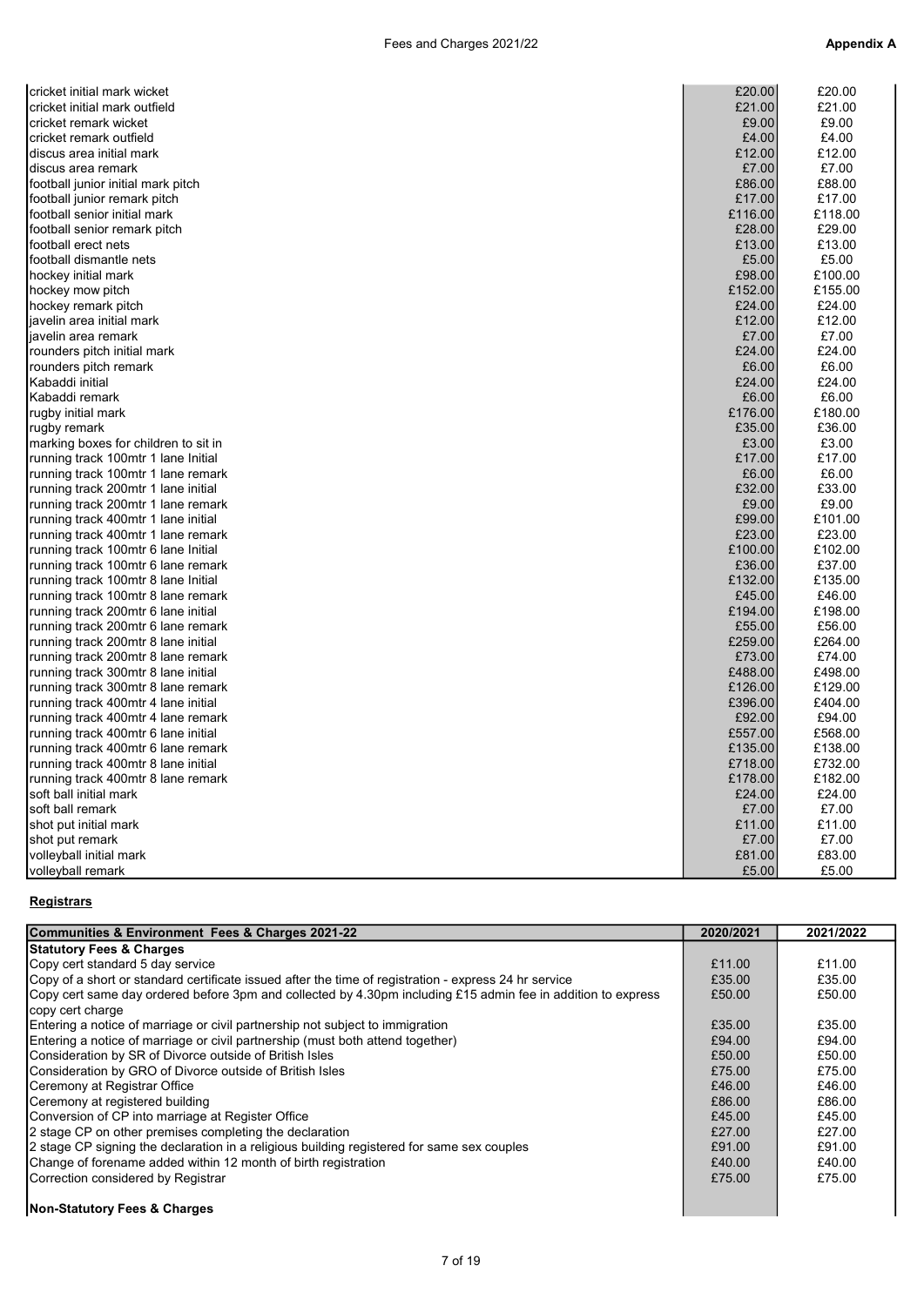| | | |
|---|---|---|
| cricket initial mark wicket | £20.00 | £20.00 |
| cricket initial mark outfield | £21.00 | £21.00 |
| cricket remark wicket | £9.00 | £9.00 |
| cricket remark outfield | £4.00 | £4.00 |
| discus area initial mark | £12.00 | £12.00 |
| discus area remark | £7.00 | £7.00 |
| football junior initial mark pitch | £86.00 | £88.00 |
| football junior remark pitch | £17.00 | £17.00 |
| football senior initial mark | £116.00 | £118.00 |
| football senior remark pitch | £28.00 | £29.00 |
| football erect nets | £13.00 | £13.00 |
| football dismantle nets | £5.00 | £5.00 |
| hockey initial mark | £98.00 | £100.00 |
| hockey mow pitch | £152.00 | £155.00 |
| hockey remark pitch | £24.00 | £24.00 |
| javelin area initial mark | £12.00 | £12.00 |
| javelin area remark | £7.00 | £7.00 |
| rounders pitch initial mark | £24.00 | £24.00 |
| rounders pitch remark | £6.00 | £6.00 |
| Kabaddi initial | £24.00 | £24.00 |
| Kabaddi remark | £6.00 | £6.00 |
| rugby initial mark | £176.00 | £180.00 |
| rugby remark | £35.00 | £36.00 |
| marking boxes for children to sit in | £3.00 | £3.00 |
| running track 100mtr 1 lane Initial | £17.00 | £17.00 |
| running track 100mtr 1 lane remark | £6.00 | £6.00 |
| running track 200mtr 1 lane initial | £32.00 | £33.00 |
| running track 200mtr 1 lane remark | £9.00 | £9.00 |
| running track 400mtr 1 lane initial | £99.00 | £101.00 |
| running track 400mtr 1 lane remark | £23.00 | £23.00 |
| running track 100mtr 6 lane Initial | £100.00 | £102.00 |
| running track 100mtr 6 lane remark | £36.00 | £37.00 |
| running track 100mtr 8 lane Initial | £132.00 | £135.00 |
| running track 100mtr 8 lane remark | £45.00 | £46.00 |
| running track 200mtr 6 lane initial | £194.00 | £198.00 |
| running track 200mtr 6 lane remark | £55.00 | £56.00 |
| running track 200mtr 8 lane initial | £259.00 | £264.00 |
| running track 200mtr 8 lane remark | £73.00 | £74.00 |
| running track 300mtr 8 lane initial | £488.00 | £498.00 |
| running track 300mtr 8 lane remark | £126.00 | £129.00 |
| running track 400mtr 4 lane initial | £396.00 | £404.00 |
| running track 400mtr 4 lane remark | £92.00 | £94.00 |
| running track 400mtr 6 lane initial | £557.00 | £568.00 |
| running track 400mtr 6 lane remark | £135.00 | £138.00 |
| running track 400mtr 8 lane initial | £718.00 | £732.00 |
| running track 400mtr 8 lane remark | £178.00 | £182.00 |
| soft ball initial mark | £24.00 | £24.00 |
| soft ball remark | £7.00 | £7.00 |
| shot put initial mark | £11.00 | £11.00 |
| shot put remark | £7.00 | £7.00 |
| volleyball initial mark | £81.00 | £83.00 |
| volleyball remark | £5.00 | £5.00 |

**Registrars**

| Communities & Environment Fees & Charges 2021-22 | 2020/2021 | 2021/2022 |
|---|---|---|
| **Statutory Fees & Charges** | | |
| Copy cert standard 5 day service | £11.00 | £11.00 |
| Copy of a short or standard certificate issued after the time of registration - express 24 hr service | £35.00 | £35.00 |
| Copy cert same day ordered before 3pm and collected by 4.30pm including £15 admin fee in addition to express copy cert charge | £50.00 | £50.00 |
| Entering a notice of marriage or civil partnership not subject to immigration | £35.00 | £35.00 |
| Entering a notice of marriage or civil partnership (must both attend together) | £94.00 | £94.00 |
| Consideration by SR of Divorce outside of British Isles | £50.00 | £50.00 |
| Consideration by GRO of Divorce outside of British Isles | £75.00 | £75.00 |
| Ceremony at Registrar Office | £46.00 | £46.00 |
| Ceremony at registered building | £86.00 | £86.00 |
| Conversion of CP into marriage at Register Office | £45.00 | £45.00 |
| 2 stage CP on other premises completing the declaration | £27.00 | £27.00 |
| 2 stage CP signing the declaration in a religious building registered for same sex couples | £91.00 | £91.00 |
| Change of forename added within 12 month of birth registration | £40.00 | £40.00 |
| Correction considered by Registrar | £75.00 | £75.00 |
| **Non-Statutory Fees & Charges** | | |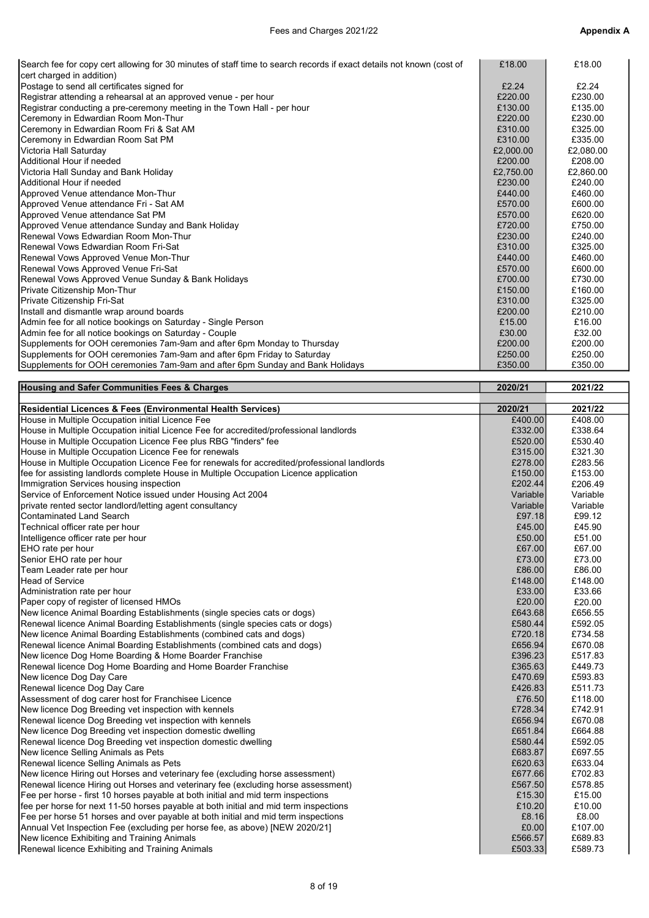| | | |
|---|---|---|
| Search fee for copy cert allowing for 30 minutes of staff time to search records if exact details not known (cost of cert charged in addition) | £18.00 | £18.00 |
| Postage to send all certificates signed for | £2.24 | £2.24 |
| Registrar attending a rehearsal at an approved venue - per hour | £220.00 | £230.00 |
| Registrar conducting a pre-ceremony meeting in the Town Hall - per hour | £130.00 | £135.00 |
| Ceremony in Edwardian Room Mon-Thur | £220.00 | £230.00 |
| Ceremony in Edwardian Room Fri & Sat AM | £310.00 | £325.00 |
| Ceremony in Edwardian Room Sat PM | £310.00 | £335.00 |
| Victoria Hall Saturday | £2,000.00 | £2,080.00 |
| Additional Hour if needed | £200.00 | £208.00 |
| Victoria Hall Sunday and Bank Holiday | £2,750.00 | £2,860.00 |
| Additional Hour if needed | £230.00 | £240.00 |
| Approved Venue attendance Mon-Thur | £440.00 | £460.00 |
| Approved Venue attendance Fri - Sat AM | £570.00 | £600.00 |
| Approved Venue attendance Sat PM | £570.00 | £620.00 |
| Approved Venue attendance Sunday and Bank Holiday | £720.00 | £750.00 |
| Renewal Vows Edwardian Room Mon-Thur | £230.00 | £240.00 |
| Renewal Vows Edwardian Room Fri-Sat | £310.00 | £325.00 |
| Renewal Vows Approved Venue Mon-Thur | £440.00 | £460.00 |
| Renewal Vows Approved Venue Fri-Sat | £570.00 | £600.00 |
| Renewal Vows Approved Venue Sunday & Bank Holidays | £700.00 | £730.00 |
| Private Citizenship Mon-Thur | £150.00 | £160.00 |
| Private Citizenship Fri-Sat | £310.00 | £325.00 |
| Install and dismantle wrap around boards | £200.00 | £210.00 |
| Admin fee for all notice bookings on Saturday - Single Person | £15.00 | £16.00 |
| Admin fee for all notice bookings on Saturday - Couple | £30.00 | £32.00 |
| Supplements for OOH ceremonies 7am-9am and after 6pm Monday to Thursday | £200.00 | £200.00 |
| Supplements for OOH ceremonies 7am-9am and after 6pm Friday to Saturday | £250.00 | £250.00 |
| Supplements for OOH ceremonies 7am-9am and after 6pm Sunday and Bank Holidays | £350.00 | £350.00 |

| **Housing and Safer Communities Fees & Charges** | **2020/21** | **2021/22** |
|---|---|---|
| **Residential Licences & Fees (Environmental Health Services)** | **2020/21** | **2021/22** |
| House in Multiple Occupation initial Licence Fee | £400.00 | £408.00 |
| House in Multiple Occupation initial Licence Fee for accredited/professional landlords | £332.00 | £338.64 |
| House in Multiple Occupation Licence Fee plus RBG "finders" fee | £520.00 | £530.40 |
| House in Multiple Occupation Licence Fee for renewals | £315.00 | £321.30 |
| House in Multiple Occupation Licence Fee for renewals for accredited/professional landlords | £278.00 | £283.56 |
| fee for assisting landlords complete House in Multiple Occupation Licence application | £150.00 | £153.00 |
| Immigration Services housing inspection | £202.44 | £206.49 |
| Service of Enforcement Notice issued under Housing Act 2004 | Variable | Variable |
| private rented sector landlord/letting agent consultancy | Variable | Variable |
| Contaminated Land Search | £97.18 | £99.12 |
| Technical officer rate per hour | £45.00 | £45.90 |
| Intelligence officer rate per hour | £50.00 | £51.00 |
| EHO rate per hour | £67.00 | £67.00 |
| Senior EHO rate per hour | £73.00 | £73.00 |
| Team Leader rate per hour | £86.00 | £86.00 |
| Head of Service | £148.00 | £148.00 |
| Administration rate per hour | £33.00 | £33.66 |
| Paper copy of register of licensed HMOs | £20.00 | £20.00 |
| New licence Animal Boarding Establishments (single species cats or dogs) | £643.68 | £656.55 |
| Renewal licence Animal Boarding Establishments (single species cats or dogs) | £580.44 | £592.05 |
| New licence Animal Boarding Establishments (combined cats and dogs) | £720.18 | £734.58 |
| Renewal licence Animal Boarding Establishments (combined cats and dogs) | £656.94 | £670.08 |
| New licence Dog Home Boarding & Home Boarder Franchise | £396.23 | £517.83 |
| Renewal licence Dog Home Boarding and Home Boarder Franchise | £365.63 | £449.73 |
| New licence Dog Day Care | £470.69 | £593.83 |
| Renewal licence Dog Day Care | £426.83 | £511.73 |
| Assessment of dog carer host for Franchisee Licence | £76.50 | £118.00 |
| New licence Dog Breeding vet inspection with kennels | £728.34 | £742.91 |
| Renewal licence Dog Breeding vet inspection with kennels | £656.94 | £670.08 |
| New licence Dog Breeding vet inspection domestic dwelling | £651.84 | £664.88 |
| Renewal licence Dog Breeding vet inspection domestic dwelling | £580.44 | £592.05 |
| New licence Selling Animals as Pets | £683.87 | £697.55 |
| Renewal licence Selling Animals as Pets | £620.63 | £633.04 |
| New licence Hiring out Horses and veterinary fee (excluding horse assessment) | £677.66 | £702.83 |
| Renewal licence Hiring out Horses and veterinary fee (excluding horse assessment) | £567.50 | £578.85 |
| Fee per horse - first 10 horses payable at both initial and mid term inspections | £15.30 | £15.00 |
| fee per horse for next 11-50 horses payable at both initial and mid term inspections | £10.20 | £10.00 |
| Fee per horse 51 horses and over payable at both initial and mid term inspections | £8.16 | £8.00 |
| Annual Vet Inspection Fee (excluding per horse fee, as above) [NEW 2020/21] | £0.00 | £107.00 |
| New licence Exhibiting and Training Animals | £566.57 | £689.83 |
| Renewal licence Exhibiting and Training Animals | £503.33 | £589.73 |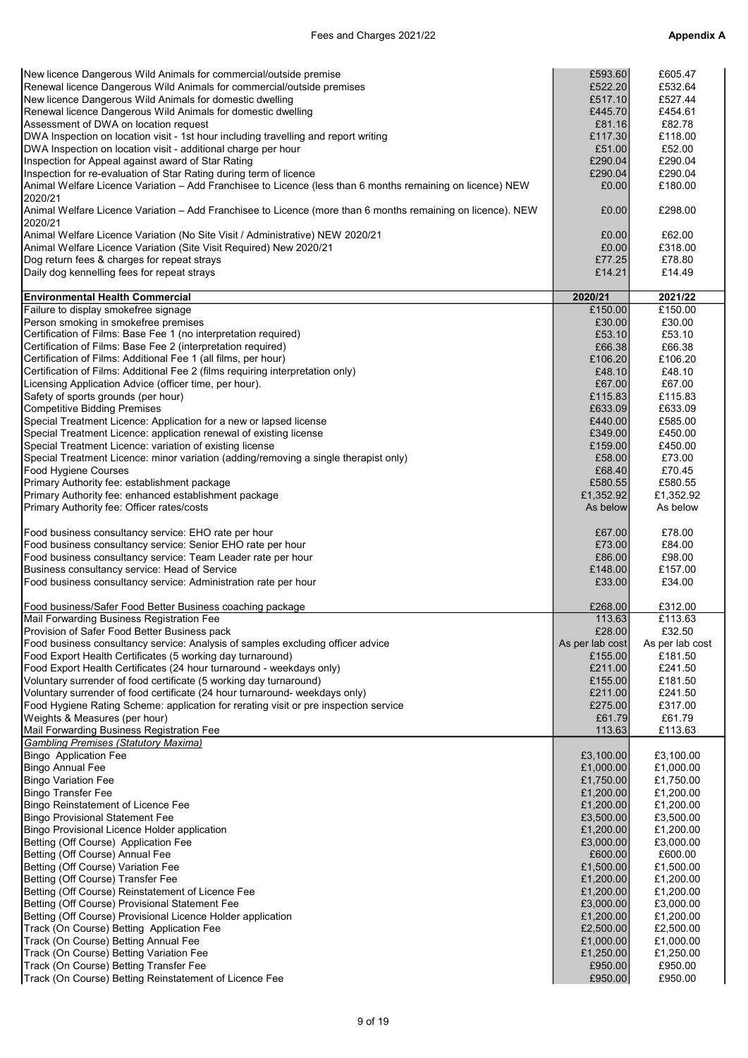| | | |
|---|---|---|
| New licence Dangerous Wild Animals for commercial/outside premise | £593.60 | £605.47 |
| Renewal licence Dangerous Wild Animals for commercial/outside premises | £522.20 | £532.64 |
| New licence Dangerous Wild Animals for domestic dwelling | £517.10 | £527.44 |
| Renewal licence Dangerous Wild Animals for domestic dwelling | £445.70 | £454.61 |
| Assessment of DWA on location request | £81.16 | £82.78 |
| DWA Inspection on location visit - 1st hour including travelling and report writing | £117.30 | £118.00 |
| DWA Inspection on location visit - additional charge per hour | £51.00 | £52.00 |
| Inspection for Appeal against award of Star Rating | £290.04 | £290.04 |
| Inspection for re-evaluation of Star Rating during term of licence | £290.04 | £290.04 |
| Animal Welfare Licence Variation – Add Franchisee to Licence (less than 6 months remaining on licence) NEW 2020/21 | £0.00 | £180.00 |
| Animal Welfare Licence Variation – Add Franchisee to Licence (more than 6 months remaining on licence). NEW 2020/21 | £0.00 | £298.00 |
| Animal Welfare Licence Variation (No Site Visit / Administrative) NEW 2020/21 | £0.00 | £62.00 |
| Animal Welfare Licence Variation (Site Visit Required) New 2020/21 | £0.00 | £318.00 |
| Dog return fees & charges for repeat strays | £77.25 | £78.80 |
| Daily dog kennelling fees for repeat strays | £14.21 | £14.49 |
| | | |
| **Environmental Health Commercial** | **2020/21** | **2021/22** |
| Failure to display smokefree signage | £150.00 | £150.00 |
| Person smoking in smokefree premises | £30.00 | £30.00 |
| Certification of Films: Base Fee 1 (no interpretation required) | £53.10 | £53.10 |
| Certification of Films: Base Fee 2 (interpretation required) | £66.38 | £66.38 |
| Certification of Films: Additional Fee 1 (all films, per hour) | £106.20 | £106.20 |
| Certification of Films: Additional Fee 2 (films requiring interpretation only) | £48.10 | £48.10 |
| Licensing Application Advice (officer time, per hour). | £67.00 | £67.00 |
| Safety of sports grounds (per hour) | £115.83 | £115.83 |
| Competitive Bidding Premises | £633.09 | £633.09 |
| Special Treatment Licence: Application for a new or lapsed license | £440.00 | £585.00 |
| Special Treatment Licence: application renewal of existing license | £349.00 | £450.00 |
| Special Treatment Licence: variation of existing license | £159.00 | £450.00 |
| Special Treatment Licence: minor variation (adding/removing a single therapist only) | £58.00 | £73.00 |
| Food Hygiene Courses | £68.40 | £70.45 |
| Primary Authority fee: establishment package | £580.55 | £580.55 |
| Primary Authority fee: enhanced establishment package | £1,352.92 | £1,352.92 |
| Primary Authority fee: Officer rates/costs | As below | As below |
| | | |
| Food business consultancy service: EHO rate per hour | £67.00 | £78.00 |
| Food business consultancy service: Senior EHO rate per hour | £73.00 | £84.00 |
| Food business consultancy service: Team Leader rate per hour | £86.00 | £98.00 |
| Business consultancy service: Head of Service | £148.00 | £157.00 |
| Food business consultancy service: Administration rate per hour | £33.00 | £34.00 |
| | | |
| Food business/Safer Food Better Business coaching package | £268.00 | £312.00 |
| Mail Forwarding Business Registration Fee | 113.63 | £113.63 |
| Provision of Safer Food Better Business pack | £28.00 | £32.50 |
| Food business consultancy service: Analysis of samples excluding officer advice | As per lab cost | As per lab cost |
| Food Export Health Certificates (5 working day turnaround) | £155.00 | £181.50 |
| Food Export Health Certificates (24 hour turnaround - weekdays only) | £211.00 | £241.50 |
| Voluntary surrender of food certificate (5 working day turnaround) | £155.00 | £181.50 |
| Voluntary surrender of food certificate (24 hour turnaround- weekdays only) | £211.00 | £241.50 |
| Food Hygiene Rating Scheme: application for rerating visit or pre inspection service | £275.00 | £317.00 |
| Weights & Measures (per hour) | £61.79 | £61.79 |
| Mail Forwarding Business Registration Fee | 113.63 | £113.63 |
| *Gambling Premises (Statutory Maxima)* | | |
| Bingo Application Fee | £3,100.00 | £3,100.00 |
| Bingo Annual Fee | £1,000.00 | £1,000.00 |
| Bingo Variation Fee | £1,750.00 | £1,750.00 |
| Bingo Transfer Fee | £1,200.00 | £1,200.00 |
| Bingo Reinstatement of Licence Fee | £1,200.00 | £1,200.00 |
| Bingo Provisional Statement Fee | £3,500.00 | £3,500.00 |
| Bingo Provisional Licence Holder application | £1,200.00 | £1,200.00 |
| Betting (Off Course) Application Fee | £3,000.00 | £3,000.00 |
| Betting (Off Course) Annual Fee | £600.00 | £600.00 |
| Betting (Off Course) Variation Fee | £1,500.00 | £1,500.00 |
| Betting (Off Course) Transfer Fee | £1,200.00 | £1,200.00 |
| Betting (Off Course) Reinstatement of Licence Fee | £1,200.00 | £1,200.00 |
| Betting (Off Course) Provisional Statement Fee | £3,000.00 | £3,000.00 |
| Betting (Off Course) Provisional Licence Holder application | £1,200.00 | £1,200.00 |
| Track (On Course) Betting Application Fee | £2,500.00 | £2,500.00 |
| Track (On Course) Betting Annual Fee | £1,000.00 | £1,000.00 |
| Track (On Course) Betting Variation Fee | £1,250.00 | £1,250.00 |
| Track (On Course) Betting Transfer Fee | £950.00 | £950.00 |
| Track (On Course) Betting Reinstatement of Licence Fee | £950.00 | £950.00 |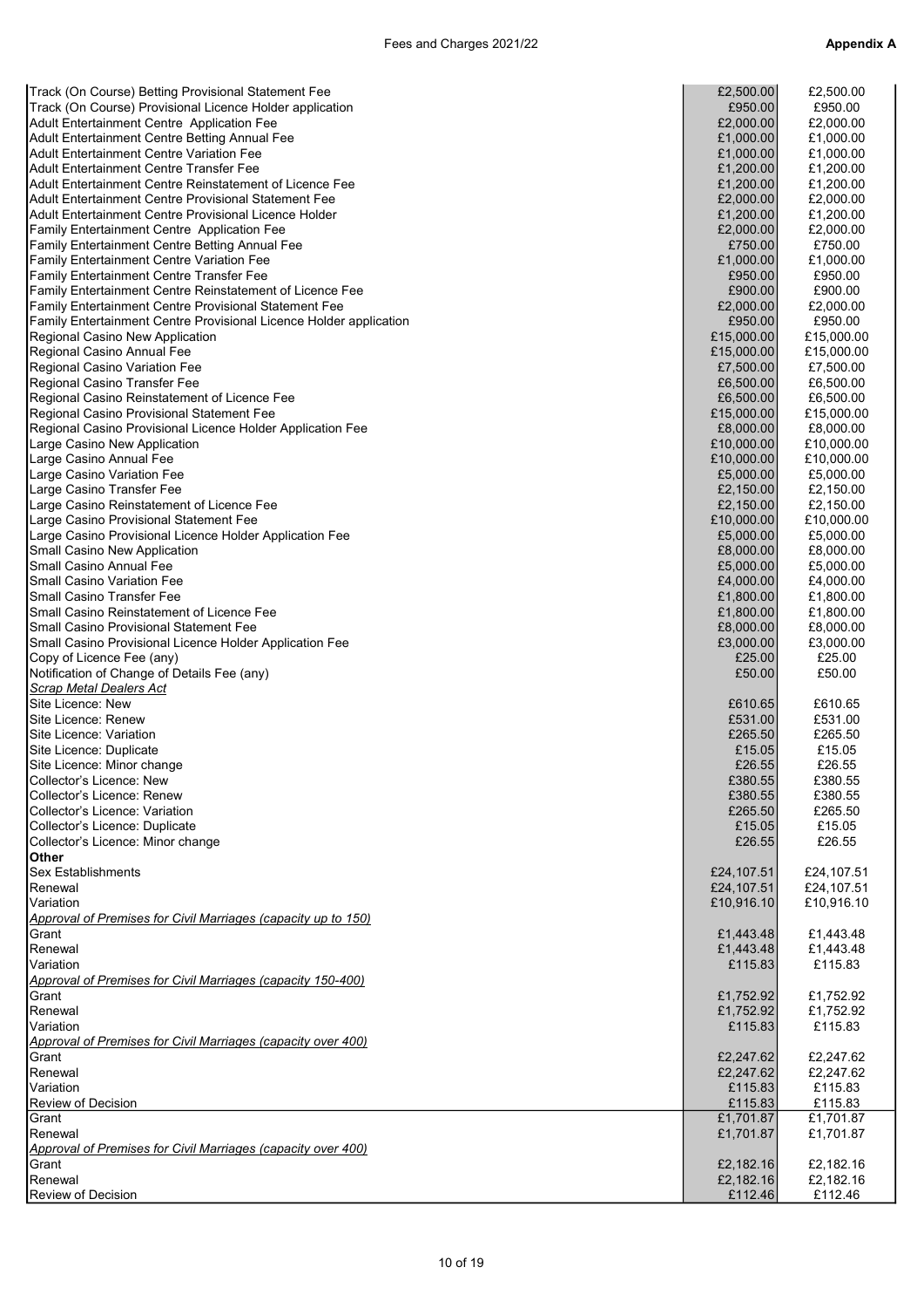| | | |
|---|---|---|
| Track (On Course) Betting Provisional Statement Fee | £2,500.00 | £2,500.00 |
| Track (On Course) Provisional Licence Holder application | £950.00 | £950.00 |
| Adult Entertainment Centre Application Fee | £2,000.00 | £2,000.00 |
| Adult Entertainment Centre Betting Annual Fee | £1,000.00 | £1,000.00 |
| Adult Entertainment Centre Variation Fee | £1,000.00 | £1,000.00 |
| Adult Entertainment Centre Transfer Fee | £1,200.00 | £1,200.00 |
| Adult Entertainment Centre Reinstatement of Licence Fee | £1,200.00 | £1,200.00 |
| Adult Entertainment Centre Provisional Statement Fee | £2,000.00 | £2,000.00 |
| Adult Entertainment Centre Provisional Licence Holder | £1,200.00 | £1,200.00 |
| Family Entertainment Centre Application Fee | £2,000.00 | £2,000.00 |
| Family Entertainment Centre Betting Annual Fee | £750.00 | £750.00 |
| Family Entertainment Centre Variation Fee | £1,000.00 | £1,000.00 |
| Family Entertainment Centre Transfer Fee | £950.00 | £950.00 |
| Family Entertainment Centre Reinstatement of Licence Fee | £900.00 | £900.00 |
| Family Entertainment Centre Provisional Statement Fee | £2,000.00 | £2,000.00 |
| Family Entertainment Centre Provisional Licence Holder application | £950.00 | £950.00 |
| Regional Casino New Application | £15,000.00 | £15,000.00 |
| Regional Casino Annual Fee | £15,000.00 | £15,000.00 |
| Regional Casino Variation Fee | £7,500.00 | £7,500.00 |
| Regional Casino Transfer Fee | £6,500.00 | £6,500.00 |
| Regional Casino Reinstatement of Licence Fee | £6,500.00 | £6,500.00 |
| Regional Casino Provisional Statement Fee | £15,000.00 | £15,000.00 |
| Regional Casino Provisional Licence Holder Application Fee | £8,000.00 | £8,000.00 |
| Large Casino New Application | £10,000.00 | £10,000.00 |
| Large Casino Annual Fee | £10,000.00 | £10,000.00 |
| Large Casino Variation Fee | £5,000.00 | £5,000.00 |
| Large Casino Transfer Fee | £2,150.00 | £2,150.00 |
| Large Casino Reinstatement of Licence Fee | £2,150.00 | £2,150.00 |
| Large Casino Provisional Statement Fee | £10,000.00 | £10,000.00 |
| Large Casino Provisional Licence Holder Application Fee | £5,000.00 | £5,000.00 |
| Small Casino New Application | £8,000.00 | £8,000.00 |
| Small Casino Annual Fee | £5,000.00 | £5,000.00 |
| Small Casino Variation Fee | £4,000.00 | £4,000.00 |
| Small Casino Transfer Fee | £1,800.00 | £1,800.00 |
| Small Casino Reinstatement of Licence Fee | £1,800.00 | £1,800.00 |
| Small Casino Provisional Statement Fee | £8,000.00 | £8,000.00 |
| Small Casino Provisional Licence Holder Application Fee | £3,000.00 | £3,000.00 |
| Copy of Licence Fee (any) | £25.00 | £25.00 |
| Notification of Change of Details Fee (any) | £50.00 | £50.00 |
| *Scrap Metal Dealers Act* | | |
| Site Licence: New | £610.65 | £610.65 |
| Site Licence: Renew | £531.00 | £531.00 |
| Site Licence: Variation | £265.50 | £265.50 |
| Site Licence: Duplicate | £15.05 | £15.05 |
| Site Licence: Minor change | £26.55 | £26.55 |
| Collector's Licence: New | £380.55 | £380.55 |
| Collector's Licence: Renew | £380.55 | £380.55 |
| Collector's Licence: Variation | £265.50 | £265.50 |
| Collector's Licence: Duplicate | £15.05 | £15.05 |
| Collector's Licence: Minor change | £26.55 | £26.55 |
| **Other** | | |
| Sex Establishments | £24,107.51 | £24,107.51 |
| Renewal | £24,107.51 | £24,107.51 |
| Variation | £10,916.10 | £10,916.10 |
| *Approval of Premises for Civil Marriages (capacity up to 150)* | | |
| Grant | £1,443.48 | £1,443.48 |
| Renewal | £1,443.48 | £1,443.48 |
| Variation | £115.83 | £115.83 |
| *Approval of Premises for Civil Marriages (capacity 150-400)* | | |
| Grant | £1,752.92 | £1,752.92 |
| Renewal | £1,752.92 | £1,752.92 |
| Variation | £115.83 | £115.83 |
| *Approval of Premises for Civil Marriages (capacity over 400)* | | |
| Grant | £2,247.62 | £2,247.62 |
| Renewal | £2,247.62 | £2,247.62 |
| Variation | £115.83 | £115.83 |
| Review of Decision | £115.83 | £115.83 |
| Grant | £1,701.87 | £1,701.87 |
| Renewal | £1,701.87 | £1,701.87 |
| *Approval of Premises for Civil Marriages (capacity over 400)* | | |
| Grant | £2,182.16 | £2,182.16 |
| Renewal | £2,182.16 | £2,182.16 |
| Review of Decision | £112.46 | £112.46 |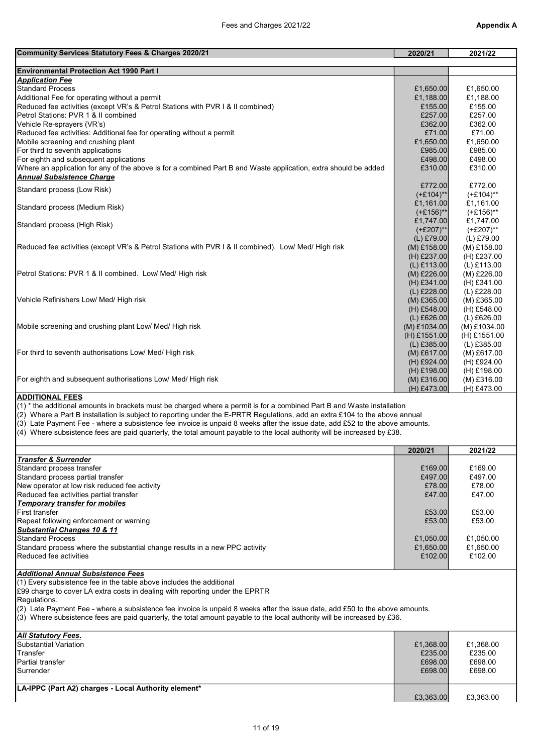| Community Services Statutory Fees & Charges 2020/21 | 2020/21 | 2021/22 |
|---|---|---|
| **Environmental Protection Act 1990 Part I** | | |
| ***Application Fee*** | | |
| Standard Process | £1,650.00 | £1,650.00 |
| Additional Fee for operating without a permit | £1,188.00 | £1,188.00 |
| Reduced fee activities (except VR's & Petrol Stations with PVR I & II combined) | £155.00 | £155.00 |
| Petrol Stations: PVR 1 & II combined | £257.00 | £257.00 |
| Vehicle Re-sprayers (VR's) | £362.00 | £362.00 |
| Reduced fee activities: Additional fee for operating without a permit | £71.00 | £71.00 |
| Mobile screening and crushing plant | £1,650.00 | £1,650.00 |
| For third to seventh applications | £985.00 | £985.00 |
| For eighth and subsequent applications | £498.00 | £498.00 |
| Where an application for any of the above is for a combined Part B and Waste application, extra should be added | £310.00 | £310.00 |
| ***Annual Subsistence Charge*** | | |
| Standard process (Low Risk) | £772.00 (+£104)** | £772.00 (+£104)** |
| Standard process (Medium Risk) | £1,161.00 (+£156)** | £1,161.00 (+£156)** |
| Standard process (High Risk) | £1,747.00 (+£207)** | £1,747.00 (+£207)** |
| Reduced fee activities (except VR's & Petrol Stations with PVR I & II combined). Low/ Med/ High risk | (L) £79.00 (M) £158.00 (H) £237.00 | (L) £79.00 (M) £158.00 (H) £237.00 |
| Petrol Stations: PVR 1 & II combined. Low/ Med/ High risk | (L) £113.00 (M) £226.00 (H) £341.00 | (L) £113.00 (M) £226.00 (H) £341.00 |
| Vehicle Refinishers Low/ Med/ High risk | (L) £228.00 (M) £365.00 (H) £548.00 | (L) £228.00 (M) £365.00 (H) £548.00 |
| Mobile screening and crushing plant Low/ Med/ High risk | (L) £626.00 (M) £1034.00 (H) £1551.00 | (L) £626.00 (M) £1034.00 (H) £1551.00 |
| For third to seventh authorisations Low/ Med/ High risk | (L) £385.00 (M) £617.00 (H) £924.00 | (L) £385.00 (M) £617.00 (H) £924.00 |
| For eighth and subsequent authorisations Low/ Med/ High risk | (H) £198.00 (M) £316.00 (H) £473.00 | (H) £198.00 (M) £316.00 (H) £473.00 |

**ADDITIONAL FEES**

(1) * the additional amounts in brackets must be charged where a permit is for a combined Part B and Waste installation
(2) Where a Part B installation is subject to reporting under the E-PRTR Regulations, add an extra £104 to the above annual
(3) Late Payment Fee - where a subsistence fee invoice is unpaid 8 weeks after the issue date, add £52 to the above amounts.
(4) Where subsistence fees are paid quarterly, the total amount payable to the local authority will be increased by £38.

| | 2020/21 | 2021/22 |
|---|---|---|
| ***Transfer & Surrender*** | | |
| Standard process transfer | £169.00 | £169.00 |
| Standard process partial transfer | £497.00 | £497.00 |
| New operator at low risk reduced fee activity | £78.00 | £78.00 |
| Reduced fee activities partial transfer | £47.00 | £47.00 |
| ***Temporary transfer for mobiles*** | | |
| First transfer | £53.00 | £53.00 |
| Repeat following enforcement or warning | £53.00 | £53.00 |
| ***Substantial Changes 10 & 11*** | | |
| Standard Process | £1,050.00 | £1,050.00 |
| Standard process where the substantial change results in a new PPC activity | £1,650.00 | £1,650.00 |
| Reduced fee activities | £102.00 | £102.00 |

***Additional Annual Subsistence Fees***

(1) Every subsistence fee in the table above includes the additional
£99 charge to cover LA extra costs in dealing with reporting under the EPRTR
Regulations.
(2) Late Payment Fee - where a subsistence fee invoice is unpaid 8 weeks after the issue date, add £50 to the above amounts.
(3) Where subsistence fees are paid quarterly, the total amount payable to the local authority will be increased by £36.

| | 2020/21 | 2021/22 |
|---|---|---|
| ***All Statutory Fees.*** | | |
| Substantial Variation | £1,368.00 | £1,368.00 |
| Transfer | £235.00 | £235.00 |
| Partial transfer | £698.00 | £698.00 |
| Surrender | £698.00 | £698.00 |
| **LA-IPPC (Part A2) charges - Local Authority element*** | £3,363.00 | £3,363.00 |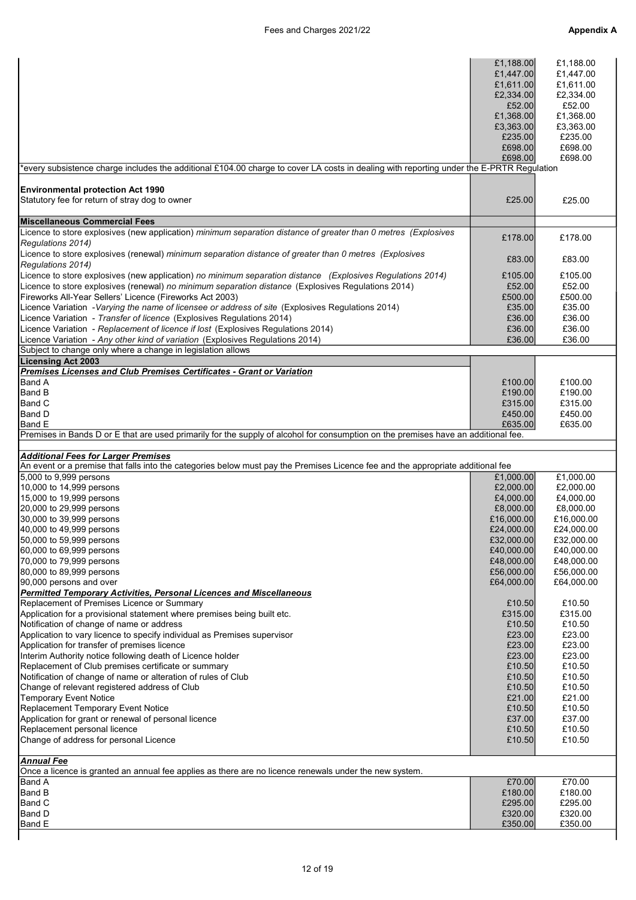| | | |
|---|---|---|
| | £1,188.00 | £1,188.00 |
| | £1,447.00 | £1,447.00 |
| | £1,611.00 | £1,611.00 |
| | £2,334.00 | £2,334.00 |
| | £52.00 | £52.00 |
| | £1,368.00 | £1,368.00 |
| | £3,363.00 | £3,363.00 |
| | £235.00 | £235.00 |
| | £698.00 | £698.00 |
| | £698.00 | £698.00 |
| *every subsistence charge includes the additional £104.00 charge to cover LA costs in dealing with reporting under the E-PRTR Regulation | | |
| **Environmental protection Act 1990** | | |
| Statutory fee for return of stray dog to owner | £25.00 | £25.00 |
| **Miscellaneous Commercial Fees** | | |
| Licence to store explosives (new application) *minimum separation distance of greater than 0 metres (Explosives Regulations 2014)* | £178.00 | £178.00 |
| Licence to store explosives (renewal) *minimum separation distance of greater than 0 metres (Explosives Regulations 2014)* | £83.00 | £83.00 |
| Licence to store explosives (new application) *no minimum separation distance (Explosives Regulations 2014)* | £105.00 | £105.00 |
| Licence to store explosives (renewal) *no minimum separation distance* (Explosives Regulations 2014) | £52.00 | £52.00 |
| Fireworks All-Year Sellers' Licence (Fireworks Act 2003) | £500.00 | £500.00 |
| Licence Variation -*Varying the name of licensee or address of site* (Explosives Regulations 2014) | £35.00 | £35.00 |
| Licence Variation - *Transfer of licence* (Explosives Regulations 2014) | £36.00 | £36.00 |
| Licence Variation - *Replacement of licence if lost* (Explosives Regulations 2014) | £36.00 | £36.00 |
| Licence Variation - *Any other kind of variation* (Explosives Regulations 2014) | £36.00 | £36.00 |
| Subject to change only where a change in legislation allows | | |
| **Licensing Act 2003** | | |
| ***Premises Licenses and Club Premises Certificates - Grant or Variation*** | | |
| Band A | £100.00 | £100.00 |
| Band B | £190.00 | £190.00 |
| Band C | £315.00 | £315.00 |
| Band D | £450.00 | £450.00 |
| Band E | £635.00 | £635.00 |
| Premises in Bands D or E that are used primarily for the supply of alcohol for consumption on the premises have an additional fee. | | |
| ***Additional Fees for Larger Premises*** | | |
| An event or a premise that falls into the categories below must pay the Premises Licence fee and the appropriate additional fee | | |
| 5,000 to 9,999 persons | £1,000.00 | £1,000.00 |
| 10,000 to 14,999 persons | £2,000.00 | £2,000.00 |
| 15,000 to 19,999 persons | £4,000.00 | £4,000.00 |
| 20,000 to 29,999 persons | £8,000.00 | £8,000.00 |
| 30,000 to 39,999 persons | £16,000.00 | £16,000.00 |
| 40,000 to 49,999 persons | £24,000.00 | £24,000.00 |
| 50,000 to 59,999 persons | £32,000.00 | £32,000.00 |
| 60,000 to 69,999 persons | £40,000.00 | £40,000.00 |
| 70,000 to 79,999 persons | £48,000.00 | £48,000.00 |
| 80,000 to 89,999 persons | £56,000.00 | £56,000.00 |
| 90,000 persons and over | £64,000.00 | £64,000.00 |
| ***Permitted Temporary Activities, Personal Licences and Miscellaneous*** | | |
| Replacement of Premises Licence or Summary | £10.50 | £10.50 |
| Application for a provisional statement where premises being built etc. | £315.00 | £315.00 |
| Notification of change of name or address | £10.50 | £10.50 |
| Application to vary licence to specify individual as Premises supervisor | £23.00 | £23.00 |
| Application for transfer of premises licence | £23.00 | £23.00 |
| Interim Authority notice following death of Licence holder | £23.00 | £23.00 |
| Replacement of Club premises certificate or summary | £10.50 | £10.50 |
| Notification of change of name or alteration of rules of Club | £10.50 | £10.50 |
| Change of relevant registered address of Club | £10.50 | £10.50 |
| Temporary Event Notice | £21.00 | £21.00 |
| Replacement Temporary Event Notice | £10.50 | £10.50 |
| Application for grant or renewal of personal licence | £37.00 | £37.00 |
| Replacement personal licence | £10.50 | £10.50 |
| Change of address for personal Licence | £10.50 | £10.50 |
| ***Annual Fee*** | | |
| Once a licence is granted an annual fee applies as there are no licence renewals under the new system. | | |
| Band A | £70.00 | £70.00 |
| Band B | £180.00 | £180.00 |
| Band C | £295.00 | £295.00 |
| Band D | £320.00 | £320.00 |
| Band E | £350.00 | £350.00 |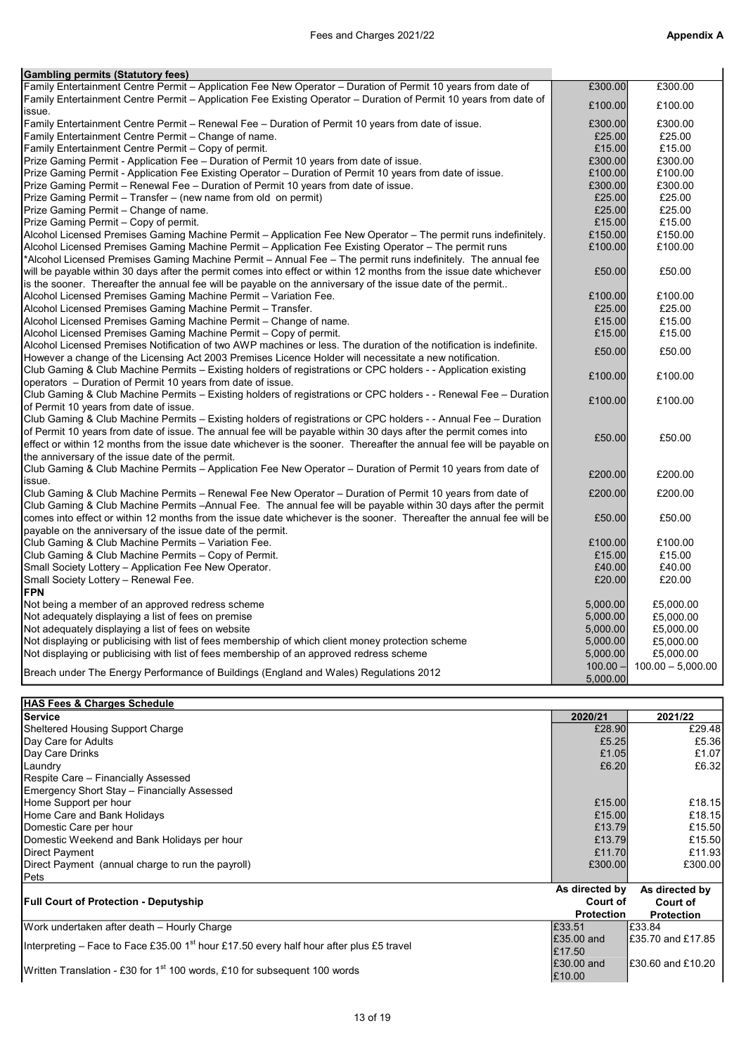| Gambling permits (Statutory fees) | | |
|---|---|---|
| Family Entertainment Centre Permit – Application Fee New Operator – Duration of Permit 10 years from date of | £300.00 | £300.00 |
| Family Entertainment Centre Permit – Application Fee Existing Operator – Duration of Permit 10 years from date of issue. | £100.00 | £100.00 |
| Family Entertainment Centre Permit – Renewal Fee – Duration of Permit 10 years from date of issue. | £300.00 | £300.00 |
| Family Entertainment Centre Permit – Change of name. | £25.00 | £25.00 |
| Family Entertainment Centre Permit – Copy of permit. | £15.00 | £15.00 |
| Prize Gaming Permit - Application Fee – Duration of Permit 10 years from date of issue. | £300.00 | £300.00 |
| Prize Gaming Permit - Application Fee Existing Operator – Duration of Permit 10 years from date of issue. | £100.00 | £100.00 |
| Prize Gaming Permit – Renewal Fee – Duration of Permit 10 years from date of issue. | £300.00 | £300.00 |
| Prize Gaming Permit – Transfer – (new name from old on permit) | £25.00 | £25.00 |
| Prize Gaming Permit – Change of name. | £25.00 | £25.00 |
| Prize Gaming Permit – Copy of permit. | £15.00 | £15.00 |
| Alcohol Licensed Premises Gaming Machine Permit – Application Fee New Operator – The permit runs indefinitely. | £150.00 | £150.00 |
| Alcohol Licensed Premises Gaming Machine Permit – Application Fee Existing Operator – The permit runs | £100.00 | £100.00 |
| *Alcohol Licensed Premises Gaming Machine Permit – Annual Fee – The permit runs indefinitely. The annual fee will be payable within 30 days after the permit comes into effect or within 12 months from the issue date whichever is the sooner. Thereafter the annual fee will be payable on the anniversary of the issue date of the permit.. | £50.00 | £50.00 |
| Alcohol Licensed Premises Gaming Machine Permit – Variation Fee. | £100.00 | £100.00 |
| Alcohol Licensed Premises Gaming Machine Permit – Transfer. | £25.00 | £25.00 |
| Alcohol Licensed Premises Gaming Machine Permit – Change of name. | £15.00 | £15.00 |
| Alcohol Licensed Premises Gaming Machine Permit – Copy of permit. | £15.00 | £15.00 |
| Alcohol Licensed Premises Notification of two AWP machines or less. The duration of the notification is indefinite. However a change of the Licensing Act 2003 Premises Licence Holder will necessitate a new notification. | £50.00 | £50.00 |
| Club Gaming & Club Machine Permits – Existing holders of registrations or CPC holders - - Application existing operators – Duration of Permit 10 years from date of issue. | £100.00 | £100.00 |
| Club Gaming & Club Machine Permits – Existing holders of registrations or CPC holders - - Renewal Fee – Duration of Permit 10 years from date of issue. | £100.00 | £100.00 |
| Club Gaming & Club Machine Permits – Existing holders of registrations or CPC holders - - Annual Fee – Duration of Permit 10 years from date of issue. The annual fee will be payable within 30 days after the permit comes into effect or within 12 months from the issue date whichever is the sooner. Thereafter the annual fee will be payable on the anniversary of the issue date of the permit. | £50.00 | £50.00 |
| Club Gaming & Club Machine Permits – Application Fee New Operator – Duration of Permit 10 years from date of issue. | £200.00 | £200.00 |
| Club Gaming & Club Machine Permits – Renewal Fee New Operator – Duration of Permit 10 years from date of | £200.00 | £200.00 |
| Club Gaming & Club Machine Permits –Annual Fee. The annual fee will be payable within 30 days after the permit comes into effect or within 12 months from the issue date whichever is the sooner. Thereafter the annual fee will be payable on the anniversary of the issue date of the permit. | £50.00 | £50.00 |
| Club Gaming & Club Machine Permits – Variation Fee. | £100.00 | £100.00 |
| Club Gaming & Club Machine Permits – Copy of Permit. | £15.00 | £15.00 |
| Small Society Lottery – Application Fee New Operator. | £40.00 | £40.00 |
| Small Society Lottery – Renewal Fee. | £20.00 | £20.00 |
| **FPN** | | |
| Not being a member of an approved redress scheme | 5,000.00 | £5,000.00 |
| Not adequately displaying a list of fees on premise | 5,000.00 | £5,000.00 |
| Not adequately displaying a list of fees on website | 5,000.00 | £5,000.00 |
| Not displaying or publicising with list of fees membership of which client money protection scheme | 5,000.00 | £5,000.00 |
| Not displaying or publicising with list of fees membership of an approved redress scheme | 5,000.00 | £5,000.00 |
| Breach under The Energy Performance of Buildings (England and Wales) Regulations 2012 | 100.00 – 5,000.00 | 100.00 – 5,000.00 |

| HAS Fees & Charges Schedule | | |
|---|---|---|
| **Service** | **2020/21** | **2021/22** |
| Sheltered Housing Support Charge | £28.90 | £29.48 |
| Day Care for Adults | £5.25 | £5.36 |
| Day Care Drinks | £1.05 | £1.07 |
| Laundry | £6.20 | £6.32 |
| Respite Care – Financially Assessed | | |
| Emergency Short Stay – Financially Assessed | | |
| Home Support per hour | £15.00 | £18.15 |
| Home Care and Bank Holidays | £15.00 | £18.15 |
| Domestic Care per hour | £13.79 | £15.50 |
| Domestic Weekend and Bank Holidays per hour | £13.79 | £15.50 |
| Direct Payment | £11.70 | £11.93 |
| Direct Payment (annual charge to run the payroll) | £300.00 | £300.00 |
| Pets | | |
| **Full Court of Protection - Deputyship** | **As directed by Court of Protection** | **As directed by Court of Protection** |
| Work undertaken after death – Hourly Charge | £33.51 | £33.84 |
| Interpreting – Face to Face £35.00 1st hour £17.50 every half hour after plus £5 travel | £35.00 and £17.50 | £35.70 and £17.85 |
| Written Translation - £30 for 1st 100 words, £10 for subsequent 100 words | £30.00 and £10.00 | £30.60 and £10.20 |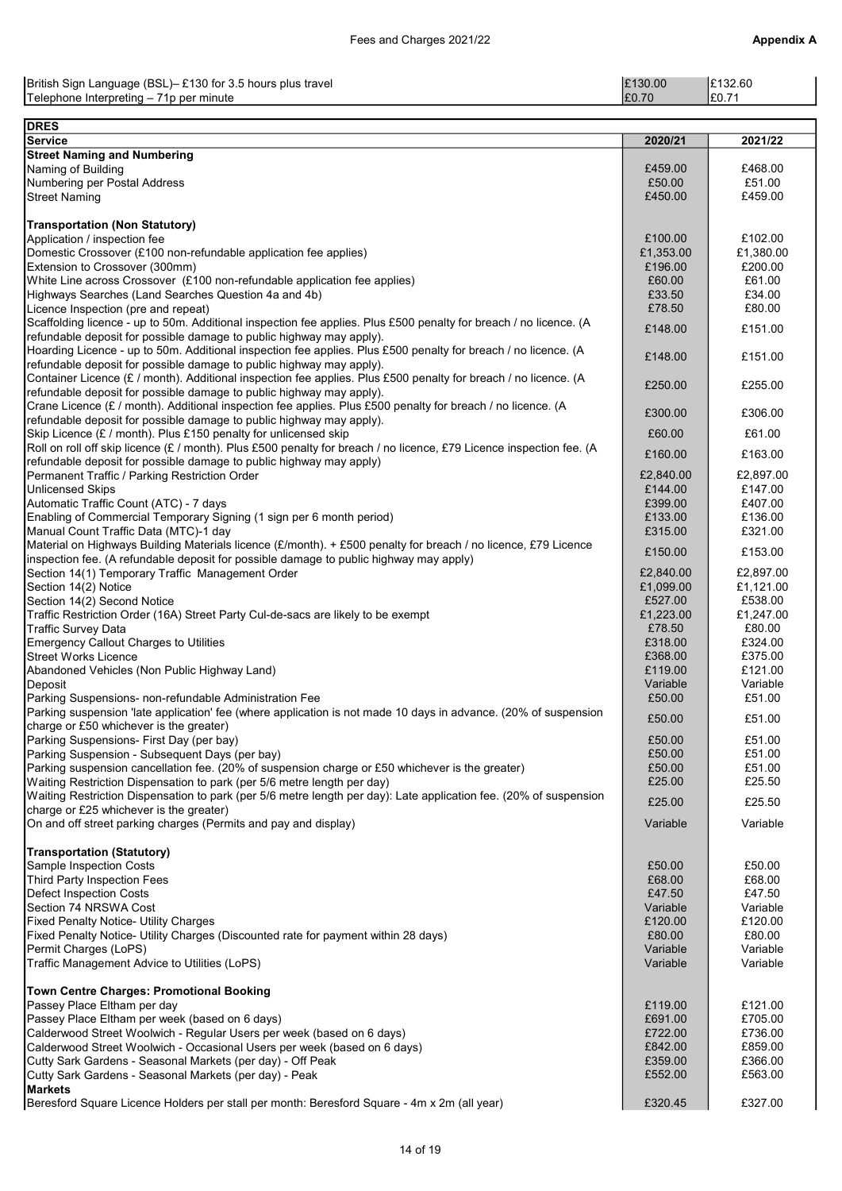| | | |
|---|---|---|
| British Sign Language (BSL)– £130 for 3.5 hours plus travel | £130.00 | £132.60 |
| Telephone Interpreting – 71p per minute | £0.70 | £0.71 |

| **DRES** | | |
|---|---|---|
| **Service** | **2020/21** | **2021/22** |
| **Street Naming and Numbering** | | |
| Naming of Building | £459.00 | £468.00 |
| Numbering per Postal Address | £50.00 | £51.00 |
| Street Naming | £450.00 | £459.00 |
| | | |
| **Transportation (Non Statutory)** | | |
| Application / inspection fee | £100.00 | £102.00 |
| Domestic Crossover (£100 non-refundable application fee applies) | £1,353.00 | £1,380.00 |
| Extension to Crossover (300mm) | £196.00 | £200.00 |
| White Line across Crossover (£100 non-refundable application fee applies) | £60.00 | £61.00 |
| Highways Searches (Land Searches Question 4a and 4b) | £33.50 | £34.00 |
| Licence Inspection (pre and repeat) | £78.50 | £80.00 |
| Scaffolding licence - up to 50m. Additional inspection fee applies. Plus £500 penalty for breach / no licence. (A refundable deposit for possible damage to public highway may apply). | £148.00 | £151.00 |
| Hoarding Licence - up to 50m. Additional inspection fee applies. Plus £500 penalty for breach / no licence. (A refundable deposit for possible damage to public highway may apply). | £148.00 | £151.00 |
| Container Licence (£ / month). Additional inspection fee applies. Plus £500 penalty for breach / no licence. (A refundable deposit for possible damage to public highway may apply). | £250.00 | £255.00 |
| Crane Licence (£ / month). Additional inspection fee applies. Plus £500 penalty for breach / no licence. (A refundable deposit for possible damage to public highway may apply). | £300.00 | £306.00 |
| Skip Licence (£ / month). Plus £150 penalty for unlicensed skip | £60.00 | £61.00 |
| Roll on roll off skip licence (£ / month). Plus £500 penalty for breach / no licence, £79 Licence inspection fee. (A refundable deposit for possible damage to public highway may apply) | £160.00 | £163.00 |
| Permanent Traffic / Parking Restriction Order | £2,840.00 | £2,897.00 |
| Unlicensed Skips | £144.00 | £147.00 |
| Automatic Traffic Count (ATC) - 7 days | £399.00 | £407.00 |
| Enabling of Commercial Temporary Signing (1 sign per 6 month period) | £133.00 | £136.00 |
| Manual Count Traffic Data (MTC)-1 day | £315.00 | £321.00 |
| Material on Highways Building Materials licence (£/month). + £500 penalty for breach / no licence, £79 Licence inspection fee. (A refundable deposit for possible damage to public highway may apply) | £150.00 | £153.00 |
| Section 14(1) Temporary Traffic Management Order | £2,840.00 | £2,897.00 |
| Section 14(2) Notice | £1,099.00 | £1,121.00 |
| Section 14(2) Second Notice | £527.00 | £538.00 |
| Traffic Restriction Order (16A) Street Party Cul-de-sacs are likely to be exempt | £1,223.00 | £1,247.00 |
| Traffic Survey Data | £78.50 | £80.00 |
| Emergency Callout Charges to Utilities | £318.00 | £324.00 |
| Street Works Licence | £368.00 | £375.00 |
| Abandoned Vehicles (Non Public Highway Land) | £119.00 | £121.00 |
| Deposit | Variable | Variable |
| Parking Suspensions- non-refundable Administration Fee | £50.00 | £51.00 |
| Parking suspension 'late application' fee (where application is not made 10 days in advance. (20% of suspension charge or £50 whichever is the greater) | £50.00 | £51.00 |
| Parking Suspensions- First Day (per bay) | £50.00 | £51.00 |
| Parking Suspension - Subsequent Days (per bay) | £50.00 | £51.00 |
| Parking suspension cancellation fee. (20% of suspension charge or £50 whichever is the greater) | £50.00 | £51.00 |
| Waiting Restriction Dispensation to park (per 5/6 metre length per day) | £25.00 | £25.50 |
| Waiting Restriction Dispensation to park (per 5/6 metre length per day): Late application fee. (20% of suspension charge or £25 whichever is the greater) | £25.00 | £25.50 |
| On and off street parking charges (Permits and pay and display) | Variable | Variable |
| | | |
| **Transportation (Statutory)** | | |
| Sample Inspection Costs | £50.00 | £50.00 |
| Third Party Inspection Fees | £68.00 | £68.00 |
| Defect Inspection Costs | £47.50 | £47.50 |
| Section 74 NRSWA Cost | Variable | Variable |
| Fixed Penalty Notice- Utility Charges | £120.00 | £120.00 |
| Fixed Penalty Notice- Utility Charges (Discounted rate for payment within 28 days) | £80.00 | £80.00 |
| Permit Charges (LoPS) | Variable | Variable |
| Traffic Management Advice to Utilities (LoPS) | Variable | Variable |
| | | |
| **Town Centre Charges: Promotional Booking** | | |
| Passey Place Eltham per day | £119.00 | £121.00 |
| Passey Place Eltham per week (based on 6 days) | £691.00 | £705.00 |
| Calderwood Street Woolwich - Regular Users per week (based on 6 days) | £722.00 | £736.00 |
| Calderwood Street Woolwich - Occasional Users per week (based on 6 days) | £842.00 | £859.00 |
| Cutty Sark Gardens - Seasonal Markets (per day) - Off Peak | £359.00 | £366.00 |
| Cutty Sark Gardens - Seasonal Markets (per day) - Peak | £552.00 | £563.00 |
| **Markets** | | |
| Beresford Square Licence Holders per stall per month: Beresford Square - 4m x 2m (all year) | £320.45 | £327.00 |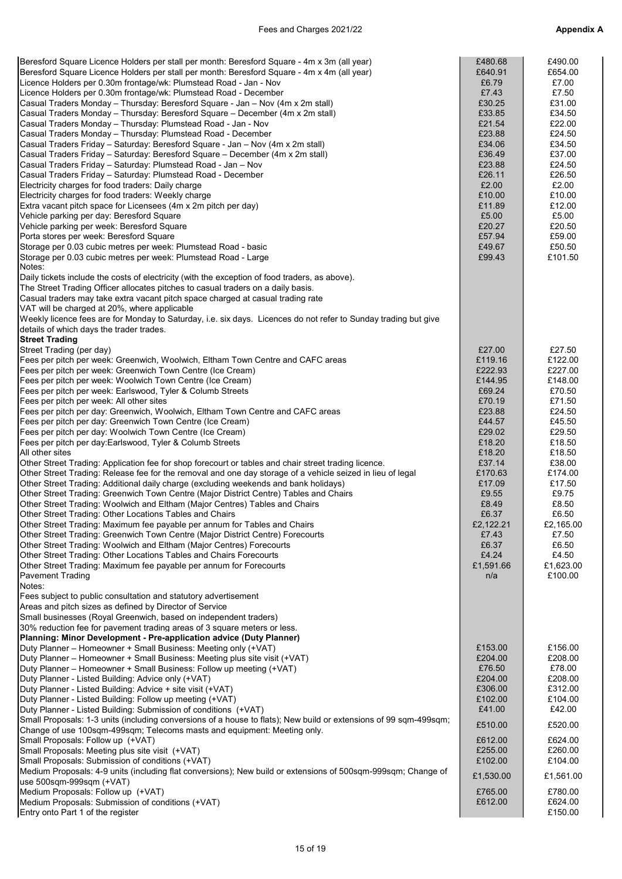| Description | 2020/21 | 2021/22 |
|---|---|---|
| Beresford Square Licence Holders per stall per month: Beresford Square - 4m x 3m (all year) | £480.68 | £490.00 |
| Beresford Square Licence Holders per stall per month: Beresford Square - 4m x 4m (all year) | £640.91 | £654.00 |
| Licence Holders per 0.30m frontage/wk: Plumstead Road - Jan - Nov | £6.79 | £7.00 |
| Licence Holders per 0.30m frontage/wk: Plumstead Road - December | £7.43 | £7.50 |
| Casual Traders Monday – Thursday: Beresford Square - Jan – Nov (4m x 2m stall) | £30.25 | £31.00 |
| Casual Traders Monday – Thursday: Beresford Square – December (4m x 2m stall) | £33.85 | £34.50 |
| Casual Traders Monday – Thursday: Plumstead Road - Jan - Nov | £21.54 | £22.00 |
| Casual Traders Monday – Thursday: Plumstead Road - December | £23.88 | £24.50 |
| Casual Traders Friday – Saturday: Beresford Square - Jan – Nov (4m x 2m stall) | £34.06 | £34.50 |
| Casual Traders Friday – Saturday: Beresford Square – December (4m x 2m stall) | £36.49 | £37.00 |
| Casual Traders Friday – Saturday: Plumstead Road - Jan – Nov | £23.88 | £24.50 |
| Casual Traders Friday – Saturday: Plumstead Road - December | £26.11 | £26.50 |
| Electricity charges for food traders: Daily charge | £2.00 | £2.00 |
| Electricity charges for food traders: Weekly charge | £10.00 | £10.00 |
| Extra vacant pitch space for Licensees (4m x 2m pitch per day) | £11.89 | £12.00 |
| Vehicle parking per day: Beresford Square | £5.00 | £5.00 |
| Vehicle parking per week: Beresford Square | £20.27 | £20.50 |
| Porta stores per week: Beresford Square | £57.94 | £59.00 |
| Storage per 0.03 cubic metres per week: Plumstead Road - basic | £49.67 | £50.50 |
| Storage per 0.03 cubic metres per week: Plumstead Road - Large | £99.43 | £101.50 |
| Notes: | | |
| Daily tickets include the costs of electricity (with the exception of food traders, as above). | | |
| The Street Trading Officer allocates pitches to casual traders on a daily basis. | | |
| Casual traders may take extra vacant pitch space charged at casual trading rate | | |
| VAT will be charged at 20%, where applicable | | |
| Weekly licence fees are for Monday to Saturday, i.e. six days. Licences do not refer to Sunday trading but give details of which days the trader trades. | | |
| **Street Trading** | | |
| Street Trading (per day) | £27.00 | £27.50 |
| Fees per pitch per week: Greenwich, Woolwich, Eltham Town Centre and CAFC areas | £119.16 | £122.00 |
| Fees per pitch per week: Greenwich Town Centre (Ice Cream) | £222.93 | £227.00 |
| Fees per pitch per week: Woolwich Town Centre (Ice Cream) | £144.95 | £148.00 |
| Fees per pitch per week: Earlswood, Tyler & Columb Streets | £69.24 | £70.50 |
| Fees per pitch per week: All other sites | £70.19 | £71.50 |
| Fees per pitch per day: Greenwich, Woolwich, Eltham Town Centre and CAFC areas | £23.88 | £24.50 |
| Fees per pitch per day: Greenwich Town Centre (Ice Cream) | £44.57 | £45.50 |
| Fees per pitch per day: Woolwich Town Centre (Ice Cream) | £29.02 | £29.50 |
| Fees per pitch per day:Earlswood, Tyler & Columb Streets | £18.20 | £18.50 |
| All other sites | £18.20 | £18.50 |
| Other Street Trading: Application fee for shop forecourt or tables and chair street trading licence. | £37.14 | £38.00 |
| Other Street Trading: Release fee for the removal and one day storage of a vehicle seized in lieu of legal | £170.63 | £174.00 |
| Other Street Trading: Additional daily charge (excluding weekends and bank holidays) | £17.09 | £17.50 |
| Other Street Trading: Greenwich Town Centre (Major District Centre) Tables and Chairs | £9.55 | £9.75 |
| Other Street Trading: Woolwich and Eltham (Major Centres) Tables and Chairs | £8.49 | £8.50 |
| Other Street Trading: Other Locations Tables and Chairs | £6.37 | £6.50 |
| Other Street Trading: Maximum fee payable per annum for Tables and Chairs | £2,122.21 | £2,165.00 |
| Other Street Trading: Greenwich Town Centre (Major District Centre) Forecourts | £7.43 | £7.50 |
| Other Street Trading: Woolwich and Eltham (Major Centres) Forecourts | £6.37 | £6.50 |
| Other Street Trading: Other Locations Tables and Chairs Forecourts | £4.24 | £4.50 |
| Other Street Trading: Maximum fee payable per annum for Forecourts | £1,591.66 | £1,623.00 |
| Pavement Trading | n/a | £100.00 |
| Notes: | | |
| Fees subject to public consultation and statutory advertisement | | |
| Areas and pitch sizes as defined by Director of Service | | |
| Small businesses (Royal Greenwich, based on independent traders) | | |
| 30% reduction fee for pavement trading areas of 3 square meters or less. | | |
| **Planning: Minor Development - Pre-application advice (Duty Planner)** | | |
| Duty Planner – Homeowner + Small Business: Meeting only (+VAT) | £153.00 | £156.00 |
| Duty Planner – Homeowner + Small Business: Meeting plus site visit (+VAT) | £204.00 | £208.00 |
| Duty Planner – Homeowner + Small Business: Follow up meeting (+VAT) | £76.50 | £78.00 |
| Duty Planner - Listed Building: Advice only (+VAT) | £204.00 | £208.00 |
| Duty Planner - Listed Building: Advice + site visit (+VAT) | £306.00 | £312.00 |
| Duty Planner - Listed Building: Follow up meeting (+VAT) | £102.00 | £104.00 |
| Duty Planner - Listed Building: Submission of conditions (+VAT) | £41.00 | £42.00 |
| Small Proposals: 1-3 units (including conversions of a house to flats); New build or extensions of 99 sqm-499sqm; Change of use 100sqm-499sqm; Telecoms masts and equipment: Meeting only. | £510.00 | £520.00 |
| Small Proposals: Follow up (+VAT) | £612.00 | £624.00 |
| Small Proposals: Meeting plus site visit (+VAT) | £255.00 | £260.00 |
| Small Proposals: Submission of conditions (+VAT) | £102.00 | £104.00 |
| Medium Proposals: 4-9 units (including flat conversions); New build or extensions of 500sqm-999sqm; Change of use 500sqm-999sqm (+VAT) | £1,530.00 | £1,561.00 |
| Medium Proposals: Follow up (+VAT) | £765.00 | £780.00 |
| Medium Proposals: Submission of conditions (+VAT) | £612.00 | £624.00 |
| Entry onto Part 1 of the register | | £150.00 |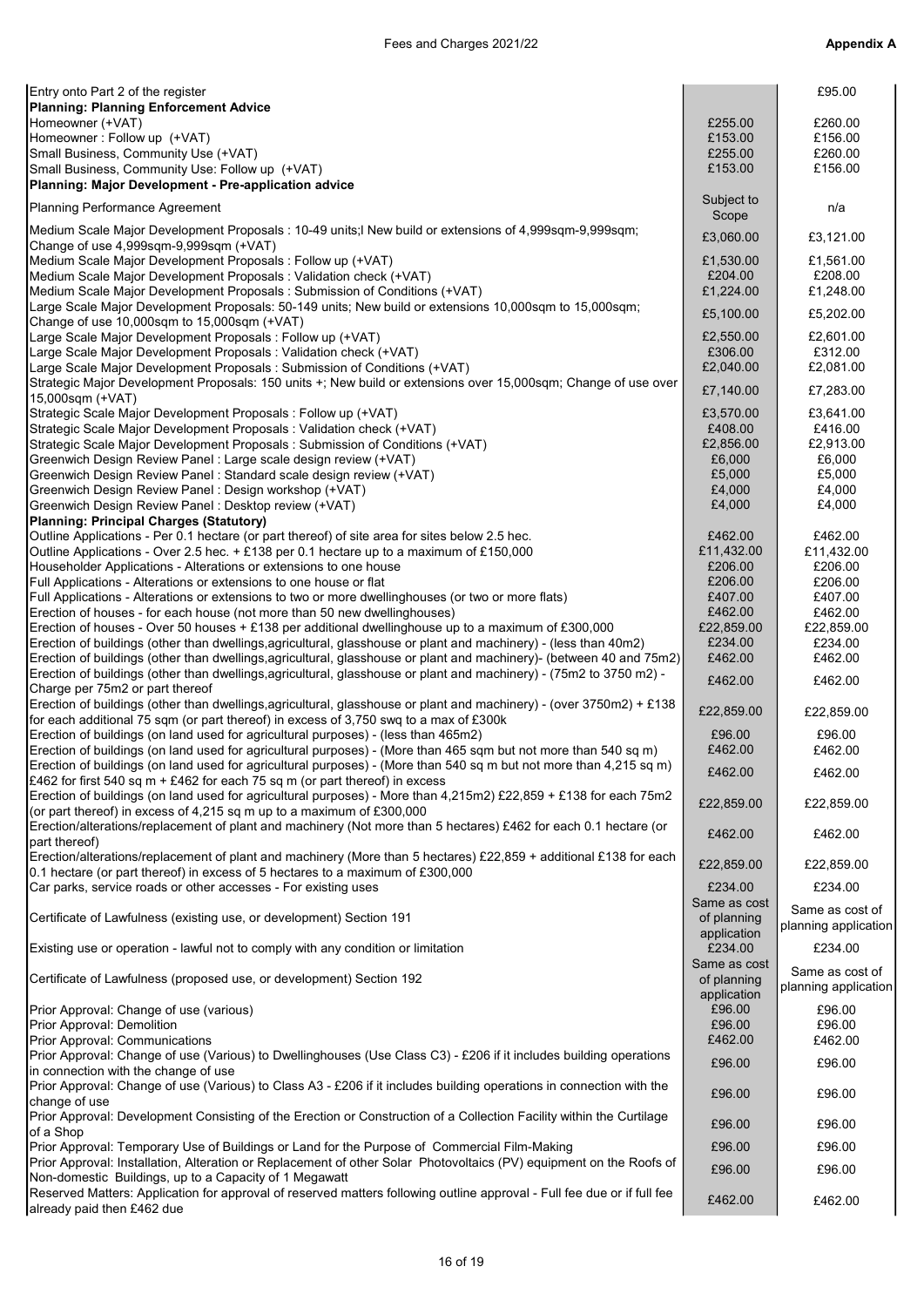| | | |
|---|---|---|
| Entry onto Part 2 of the register | | £95.00 |
| **Planning: Planning Enforcement Advice** | | |
| Homeowner (+VAT) | £255.00 | £260.00 |
| Homeowner : Follow up (+VAT) | £153.00 | £156.00 |
| Small Business, Community Use (+VAT) | £255.00 | £260.00 |
| Small Business, Community Use: Follow up (+VAT) | £153.00 | £156.00 |
| **Planning: Major Development - Pre-application advice** | | |
| Planning Performance Agreement | Subject to Scope | n/a |
| Medium Scale Major Development Proposals : 10-49 units;l New build or extensions of 4,999sqm-9,999sqm; Change of use 4,999sqm-9,999sqm (+VAT) | £3,060.00 | £3,121.00 |
| Medium Scale Major Development Proposals : Follow up (+VAT) | £1,530.00 | £1,561.00 |
| Medium Scale Major Development Proposals : Validation check (+VAT) | £204.00 | £208.00 |
| Medium Scale Major Development Proposals : Submission of Conditions (+VAT) | £1,224.00 | £1,248.00 |
| Large Scale Major Development Proposals: 50-149 units; New build or extensions 10,000sqm to 15,000sqm; Change of use 10,000sqm to 15,000sqm (+VAT) | £5,100.00 | £5,202.00 |
| Large Scale Major Development Proposals : Follow up (+VAT) | £2,550.00 | £2,601.00 |
| Large Scale Major Development Proposals : Validation check (+VAT) | £306.00 | £312.00 |
| Large Scale Major Development Proposals : Submission of Conditions (+VAT) | £2,040.00 | £2,081.00 |
| Strategic Major Development Proposals: 150 units +; New build or extensions over 15,000sqm; Change of use over 15,000sqm (+VAT) | £7,140.00 | £7,283.00 |
| Strategic Scale Major Development Proposals : Follow up (+VAT) | £3,570.00 | £3,641.00 |
| Strategic Scale Major Development Proposals : Validation check (+VAT) | £408.00 | £416.00 |
| Strategic Scale Major Development Proposals : Submission of Conditions (+VAT) | £2,856.00 | £2,913.00 |
| Greenwich Design Review Panel : Large scale design review (+VAT) | £6,000 | £6,000 |
| Greenwich Design Review Panel : Standard scale design review (+VAT) | £5,000 | £5,000 |
| Greenwich Design Review Panel : Design workshop (+VAT) | £4,000 | £4,000 |
| Greenwich Design Review Panel : Desktop review (+VAT) | £4,000 | £4,000 |
| **Planning: Principal Charges (Statutory)** | | |
| Outline Applications - Per 0.1 hectare (or part thereof) of site area for sites below 2.5 hec. | £462.00 | £462.00 |
| Outline Applications - Over 2.5 hec. + £138 per 0.1 hectare up to a maximum of £150,000 | £11,432.00 | £11,432.00 |
| Householder Applications - Alterations or extensions to one house | £206.00 | £206.00 |
| Full Applications - Alterations or extensions to one house or flat | £206.00 | £206.00 |
| Full Applications - Alterations or extensions to two or more dwellinghouses (or two or more flats) | £407.00 | £407.00 |
| Erection of houses - for each house (not more than 50 new dwellinghouses) | £462.00 | £462.00 |
| Erection of houses - Over 50 houses + £138 per additional dwellinghouse up to a maximum of £300,000 | £22,859.00 | £22,859.00 |
| Erection of buildings (other than dwellings,agricultural, glasshouse or plant and machinery) - (less than 40m2) | £234.00 | £234.00 |
| Erection of buildings (other than dwellings,agricultural, glasshouse or plant and machinery)- (between 40 and 75m2) | £462.00 | £462.00 |
| Erection of buildings (other than dwellings,agricultural, glasshouse or plant and machinery) - (75m2 to 3750 m2) - Charge per 75m2 or part thereof | £462.00 | £462.00 |
| Erection of buildings (other than dwellings,agricultural, glasshouse or plant and machinery) - (over 3750m2) + £138 for each additional 75 sqm (or part thereof) in excess of 3,750 swq to a max of £300k | £22,859.00 | £22,859.00 |
| Erection of buildings (on land used for agricultural purposes) - (less than 465m2) | £96.00 | £96.00 |
| Erection of buildings (on land used for agricultural purposes) - (More than 465 sqm but not more than 540 sq m) | £462.00 | £462.00 |
| Erection of buildings (on land used for agricultural purposes) - (More than 540 sq m but not more than 4,215 sq m) £462 for first 540 sq m + £462 for each 75 sq m (or part thereof) in excess | £462.00 | £462.00 |
| Erection of buildings (on land used for agricultural purposes) - More than 4,215m2) £22,859 + £138 for each 75m2 (or part thereof) in excess of 4,215 sq m up to a maximum of £300,000 | £22,859.00 | £22,859.00 |
| Erection/alterations/replacement of plant and machinery (Not more than 5 hectares) £462 for each 0.1 hectare (or part thereof) | £462.00 | £462.00 |
| Erection/alterations/replacement of plant and machinery (More than 5 hectares) £22,859 + additional £138 for each 0.1 hectare (or part thereof) in excess of 5 hectares to a maximum of £300,000 | £22,859.00 | £22,859.00 |
| Car parks, service roads or other accesses - For existing uses | £234.00 | £234.00 |
| Certificate of Lawfulness (existing use, or development) Section 191 | Same as cost of planning application | Same as cost of planning application |
| Existing use or operation - lawful not to comply with any condition or limitation | £234.00 | £234.00 |
| Certificate of Lawfulness (proposed use, or development) Section 192 | Same as cost of planning application | Same as cost of planning application |
| Prior Approval: Change of use (various) | £96.00 | £96.00 |
| Prior Approval: Demolition | £96.00 | £96.00 |
| Prior Approval: Communications | £462.00 | £462.00 |
| Prior Approval: Change of use (Various) to Dwellinghouses (Use Class C3) - £206 if it includes building operations in connection with the change of use | £96.00 | £96.00 |
| Prior Approval: Change of use (Various) to Class A3 - £206 if it includes building operations in connection with the change of use | £96.00 | £96.00 |
| Prior Approval: Development Consisting of the Erection or Construction of a Collection Facility within the Curtilage of a Shop | £96.00 | £96.00 |
| Prior Approval: Temporary Use of Buildings or Land for the Purpose of Commercial Film-Making | £96.00 | £96.00 |
| Prior Approval: Installation, Alteration or Replacement of other Solar Photovoltaics (PV) equipment on the Roofs of Non-domestic Buildings, up to a Capacity of 1 Megawatt | £96.00 | £96.00 |
| Reserved Matters: Application for approval of reserved matters following outline approval - Full fee due or if full fee already paid then £462 due | £462.00 | £462.00 |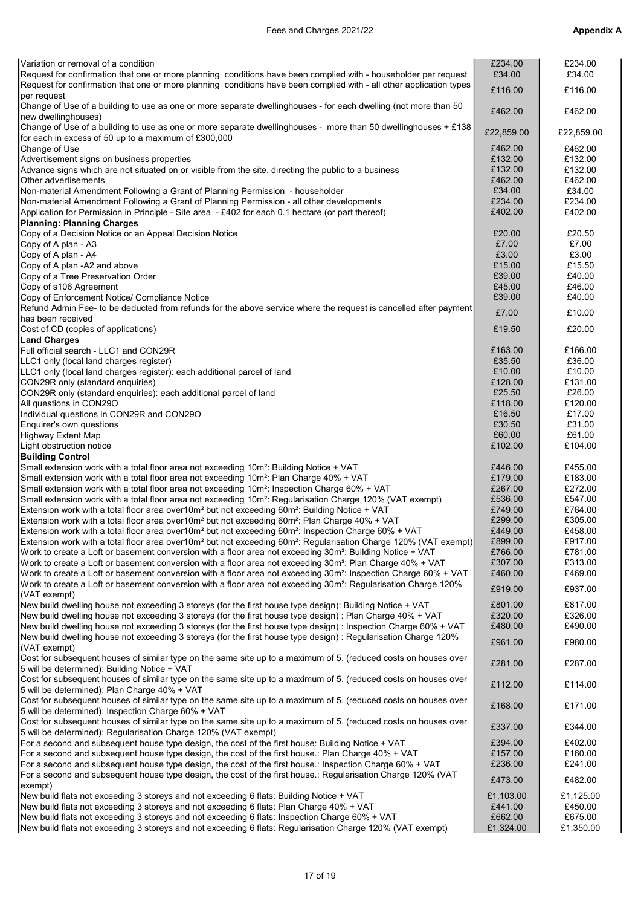| | | |
|---|---|---|
| Variation or removal of a condition | £234.00 | £234.00 |
| Request for confirmation that one or more planning conditions have been complied with - householder per request | £34.00 | £34.00 |
| Request for confirmation that one or more planning conditions have been complied with - all other application types per request | £116.00 | £116.00 |
| Change of Use of a building to use as one or more separate dwellinghouses - for each dwelling (not more than 50 new dwellinghouses) | £462.00 | £462.00 |
| Change of Use of a building to use as one or more separate dwellinghouses - more than 50 dwellinghouses + £138 for each in excess of 50 up to a maximum of £300,000 | £22,859.00 | £22,859.00 |
| Change of Use | £462.00 | £462.00 |
| Advertisement signs on business properties | £132.00 | £132.00 |
| Advance signs which are not situated on or visible from the site, directing the public to a business | £132.00 | £132.00 |
| Other advertisements | £462.00 | £462.00 |
| Non-material Amendment Following a Grant of Planning Permission - householder | £34.00 | £34.00 |
| Non-material Amendment Following a Grant of Planning Permission - all other developments | £234.00 | £234.00 |
| Application for Permission in Principle - Site area - £402 for each 0.1 hectare (or part thereof) | £402.00 | £402.00 |
| **Planning: Planning Charges** | | |
| Copy of a Decision Notice or an Appeal Decision Notice | £20.00 | £20.50 |
| Copy of A plan - A3 | £7.00 | £7.00 |
| Copy of A plan - A4 | £3.00 | £3.00 |
| Copy of A plan -A2 and above | £15.00 | £15.50 |
| Copy of a Tree Preservation Order | £39.00 | £40.00 |
| Copy of s106 Agreement | £45.00 | £46.00 |
| Copy of Enforcement Notice/ Compliance Notice | £39.00 | £40.00 |
| Refund Admin Fee- to be deducted from refunds for the above service where the request is cancelled after payment has been received | £7.00 | £10.00 |
| Cost of CD (copies of applications) | £19.50 | £20.00 |
| **Land Charges** | | |
| Full official search - LLC1 and CON29R | £163.00 | £166.00 |
| LLC1 only (local land charges register) | £35.50 | £36.00 |
| LLC1 only (local land charges register): each additional parcel of land | £10.00 | £10.00 |
| CON29R only (standard enquiries) | £128.00 | £131.00 |
| CON29R only (standard enquiries): each additional parcel of land | £25.50 | £26.00 |
| All questions in CON29O | £118.00 | £120.00 |
| Individual questions in CON29R and CON29O | £16.50 | £17.00 |
| Enquirer's own questions | £30.50 | £31.00 |
| Highway Extent Map | £60.00 | £61.00 |
| Light obstruction notice | £102.00 | £104.00 |
| **Building Control** | | |
| Small extension work with a total floor area not exceeding 10m²: Building Notice + VAT | £446.00 | £455.00 |
| Small extension work with a total floor area not exceeding 10m²: Plan Charge 40% + VAT | £179.00 | £183.00 |
| Small extension work with a total floor area not exceeding 10m²: Inspection Charge 60% + VAT | £267.00 | £272.00 |
| Small extension work with a total floor area not exceeding 10m²: Regularisation Charge 120% (VAT exempt) | £536.00 | £547.00 |
| Extension work with a total floor area over10m² but not exceeding 60m²: Building Notice + VAT | £749.00 | £764.00 |
| Extension work with a total floor area over10m² but not exceeding 60m²: Plan Charge 40% + VAT | £299.00 | £305.00 |
| Extension work with a total floor area over10m² but not exceeding 60m²: Inspection Charge 60% + VAT | £449.00 | £458.00 |
| Extension work with a total floor area over10m² but not exceeding 60m²: Regularisation Charge 120% (VAT exempt) | £899.00 | £917.00 |
| Work to create a Loft or basement conversion with a floor area not exceeding 30m²: Building Notice + VAT | £766.00 | £781.00 |
| Work to create a Loft or basement conversion with a floor area not exceeding 30m²: Plan Charge 40% + VAT | £307.00 | £313.00 |
| Work to create a Loft or basement conversion with a floor area not exceeding 30m²: Inspection Charge 60% + VAT | £460.00 | £469.00 |
| Work to create a Loft or basement conversion with a floor area not exceeding 30m²: Regularisation Charge 120% (VAT exempt) | £919.00 | £937.00 |
| New build dwelling house not exceeding 3 storeys (for the first house type design): Building Notice + VAT | £801.00 | £817.00 |
| New build dwelling house not exceeding 3 storeys (for the first house type design) : Plan Charge 40% + VAT | £320.00 | £326.00 |
| New build dwelling house not exceeding 3 storeys (for the first house type design) : Inspection Charge 60% + VAT | £480.00 | £490.00 |
| New build dwelling house not exceeding 3 storeys (for the first house type design) : Regularisation Charge 120% (VAT exempt) | £961.00 | £980.00 |
| Cost for subsequent houses of similar type on the same site up to a maximum of 5. (reduced costs on houses over 5 will be determined): Building Notice + VAT | £281.00 | £287.00 |
| Cost for subsequent houses of similar type on the same site up to a maximum of 5. (reduced costs on houses over 5 will be determined): Plan Charge 40% + VAT | £112.00 | £114.00 |
| Cost for subsequent houses of similar type on the same site up to a maximum of 5. (reduced costs on houses over 5 will be determined): Inspection Charge 60% + VAT | £168.00 | £171.00 |
| Cost for subsequent houses of similar type on the same site up to a maximum of 5. (reduced costs on houses over 5 will be determined): Regularisation Charge 120% (VAT exempt) | £337.00 | £344.00 |
| For a second and subsequent house type design, the cost of the first house: Building Notice + VAT | £394.00 | £402.00 |
| For a second and subsequent house type design, the cost of the first house.: Plan Charge 40% + VAT | £157.00 | £160.00 |
| For a second and subsequent house type design, the cost of the first house.: Inspection Charge 60% + VAT | £236.00 | £241.00 |
| For a second and subsequent house type design, the cost of the first house.: Regularisation Charge 120% (VAT exempt) | £473.00 | £482.00 |
| New build flats not exceeding 3 storeys and not exceeding 6 flats: Building Notice + VAT | £1,103.00 | £1,125.00 |
| New build flats not exceeding 3 storeys and not exceeding 6 flats: Plan Charge 40% + VAT | £441.00 | £450.00 |
| New build flats not exceeding 3 storeys and not exceeding 6 flats: Inspection Charge 60% + VAT | £662.00 | £675.00 |
| New build flats not exceeding 3 storeys and not exceeding 6 flats: Regularisation Charge 120% (VAT exempt) | £1,324.00 | £1,350.00 |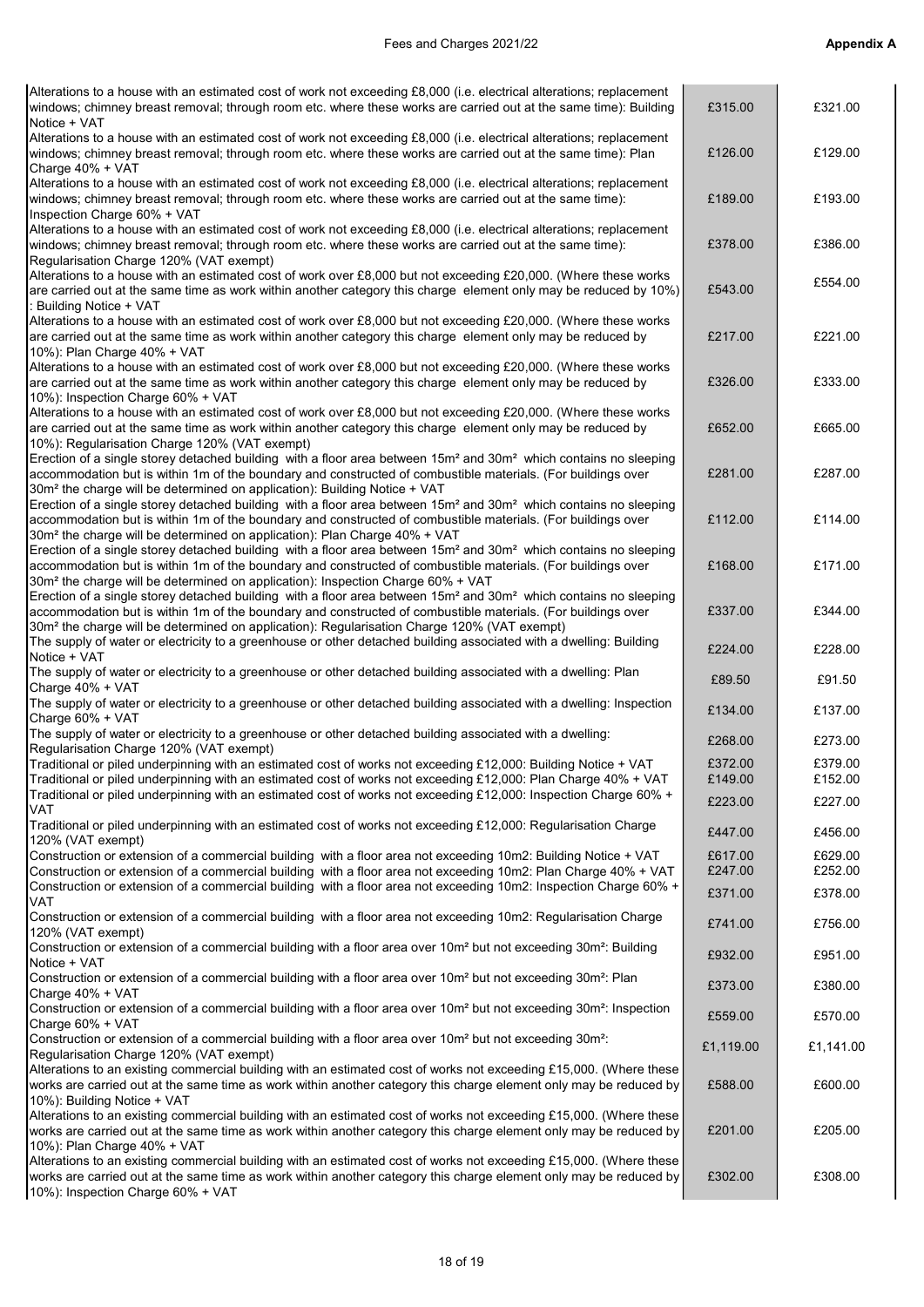| | | |
|---|---|---|
| Alterations to a house with an estimated cost of work not exceeding £8,000 (i.e. electrical alterations; replacement windows; chimney breast removal; through room etc. where these works are carried out at the same time): Building Notice + VAT | £315.00 | £321.00 |
| Alterations to a house with an estimated cost of work not exceeding £8,000 (i.e. electrical alterations; replacement windows; chimney breast removal; through room etc. where these works are carried out at the same time): Plan Charge 40% + VAT | £126.00 | £129.00 |
| Alterations to a house with an estimated cost of work not exceeding £8,000 (i.e. electrical alterations; replacement windows; chimney breast removal; through room etc. where these works are carried out at the same time): Inspection Charge 60% + VAT | £189.00 | £193.00 |
| Alterations to a house with an estimated cost of work not exceeding £8,000 (i.e. electrical alterations; replacement windows; chimney breast removal; through room etc. where these works are carried out at the same time): Regularisation Charge 120% (VAT exempt) | £378.00 | £386.00 |
| Alterations to a house with an estimated cost of work over £8,000 but not exceeding £20,000. (Where these works are carried out at the same time as work within another category this charge element only may be reduced by 10%) : Building Notice + VAT | £543.00 | £554.00 |
| Alterations to a house with an estimated cost of work over £8,000 but not exceeding £20,000. (Where these works are carried out at the same time as work within another category this charge element only may be reduced by 10%): Plan Charge 40% + VAT | £217.00 | £221.00 |
| Alterations to a house with an estimated cost of work over £8,000 but not exceeding £20,000. (Where these works are carried out at the same time as work within another category this charge element only may be reduced by 10%): Inspection Charge 60% + VAT | £326.00 | £333.00 |
| Alterations to a house with an estimated cost of work over £8,000 but not exceeding £20,000. (Where these works are carried out at the same time as work within another category this charge element only may be reduced by 10%): Regularisation Charge 120% (VAT exempt) | £652.00 | £665.00 |
| Erection of a single storey detached building with a floor area between 15m² and 30m² which contains no sleeping accommodation but is within 1m of the boundary and constructed of combustible materials. (For buildings over 30m² the charge will be determined on application): Building Notice + VAT | £281.00 | £287.00 |
| Erection of a single storey detached building with a floor area between 15m² and 30m² which contains no sleeping accommodation but is within 1m of the boundary and constructed of combustible materials. (For buildings over 30m² the charge will be determined on application): Plan Charge 40% + VAT | £112.00 | £114.00 |
| Erection of a single storey detached building with a floor area between 15m² and 30m² which contains no sleeping accommodation but is within 1m of the boundary and constructed of combustible materials. (For buildings over 30m² the charge will be determined on application): Inspection Charge 60% + VAT | £168.00 | £171.00 |
| Erection of a single storey detached building with a floor area between 15m² and 30m² which contains no sleeping accommodation but is within 1m of the boundary and constructed of combustible materials. (For buildings over 30m² the charge will be determined on application): Regularisation Charge 120% (VAT exempt) | £337.00 | £344.00 |
| The supply of water or electricity to a greenhouse or other detached building associated with a dwelling: Building Notice + VAT | £224.00 | £228.00 |
| The supply of water or electricity to a greenhouse or other detached building associated with a dwelling: Plan Charge 40% + VAT | £89.50 | £91.50 |
| The supply of water or electricity to a greenhouse or other detached building associated with a dwelling: Inspection Charge 60% + VAT | £134.00 | £137.00 |
| The supply of water or electricity to a greenhouse or other detached building associated with a dwelling: Regularisation Charge 120% (VAT exempt) | £268.00 | £273.00 |
| Traditional or piled underpinning with an estimated cost of works not exceeding £12,000: Building Notice + VAT | £372.00 | £379.00 |
| Traditional or piled underpinning with an estimated cost of works not exceeding £12,000: Plan Charge 40% + VAT | £149.00 | £152.00 |
| Traditional or piled underpinning with an estimated cost of works not exceeding £12,000: Inspection Charge 60% + VAT | £223.00 | £227.00 |
| Traditional or piled underpinning with an estimated cost of works not exceeding £12,000: Regularisation Charge 120% (VAT exempt) | £447.00 | £456.00 |
| Construction or extension of a commercial building with a floor area not exceeding 10m2: Building Notice + VAT | £617.00 | £629.00 |
| Construction or extension of a commercial building with a floor area not exceeding 10m2: Plan Charge 40% + VAT | £247.00 | £252.00 |
| Construction or extension of a commercial building with a floor area not exceeding 10m2: Inspection Charge 60% + VAT | £371.00 | £378.00 |
| Construction or extension of a commercial building with a floor area not exceeding 10m2: Regularisation Charge 120% (VAT exempt) | £741.00 | £756.00 |
| Construction or extension of a commercial building with a floor area over 10m² but not exceeding 30m²: Building Notice + VAT | £932.00 | £951.00 |
| Construction or extension of a commercial building with a floor area over 10m² but not exceeding 30m²: Plan Charge 40% + VAT | £373.00 | £380.00 |
| Construction or extension of a commercial building with a floor area over 10m² but not exceeding 30m²: Inspection Charge 60% + VAT | £559.00 | £570.00 |
| Construction or extension of a commercial building with a floor area over 10m² but not exceeding 30m²: Regularisation Charge 120% (VAT exempt) | £1,119.00 | £1,141.00 |
| Alterations to an existing commercial building with an estimated cost of works not exceeding £15,000. (Where these works are carried out at the same time as work within another category this charge element only may be reduced by 10%): Building Notice + VAT | £588.00 | £600.00 |
| Alterations to an existing commercial building with an estimated cost of works not exceeding £15,000. (Where these works are carried out at the same time as work within another category this charge element only may be reduced by 10%): Plan Charge 40% + VAT | £201.00 | £205.00 |
| Alterations to an existing commercial building with an estimated cost of works not exceeding £15,000. (Where these works are carried out at the same time as work within another category this charge element only may be reduced by 10%): Inspection Charge 60% + VAT | £302.00 | £308.00 |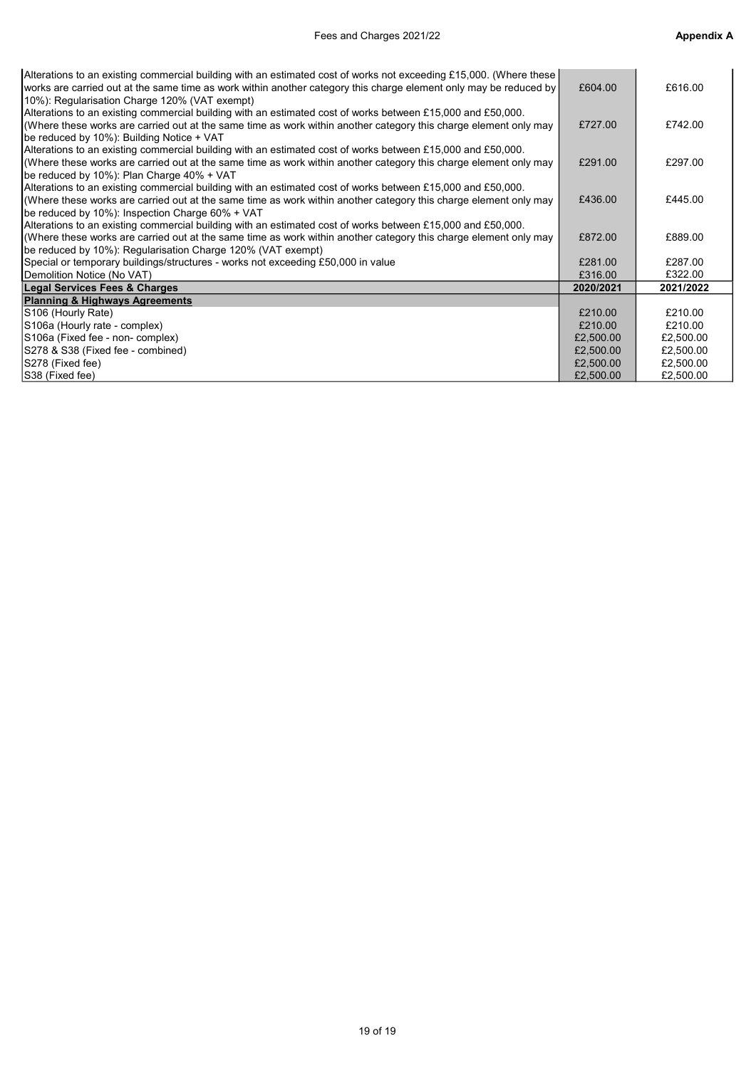| | | |
|---|---|---|
| Alterations to an existing commercial building with an estimated cost of works not exceeding £15,000. (Where these works are carried out at the same time as work within another category this charge element only may be reduced by 10%): Regularisation Charge 120% (VAT exempt) | £604.00 | £616.00 |
| Alterations to an existing commercial building with an estimated cost of works between £15,000 and £50,000. (Where these works are carried out at the same time as work within another category this charge element only may be reduced by 10%): Building Notice + VAT | £727.00 | £742.00 |
| Alterations to an existing commercial building with an estimated cost of works between £15,000 and £50,000. (Where these works are carried out at the same time as work within another category this charge element only may be reduced by 10%): Plan Charge 40% + VAT | £291.00 | £297.00 |
| Alterations to an existing commercial building with an estimated cost of works between £15,000 and £50,000. (Where these works are carried out at the same time as work within another category this charge element only may be reduced by 10%): Inspection Charge 60% + VAT | £436.00 | £445.00 |
| Alterations to an existing commercial building with an estimated cost of works between £15,000 and £50,000. (Where these works are carried out at the same time as work within another category this charge element only may be reduced by 10%): Regularisation Charge 120% (VAT exempt) | £872.00 | £889.00 |
| Special or temporary buildings/structures - works not exceeding £50,000 in value | £281.00 | £287.00 |
| Demolition Notice (No VAT) | £316.00 | £322.00 |
| **Legal Services Fees & Charges** | **2020/2021** | **2021/2022** |
| **Planning & Highways Agreements** | | |
| S106 (Hourly Rate) | £210.00 | £210.00 |
| S106a (Hourly rate - complex) | £210.00 | £210.00 |
| S106a (Fixed fee - non- complex) | £2,500.00 | £2,500.00 |
| S278 & S38 (Fixed fee - combined) | £2,500.00 | £2,500.00 |
| S278 (Fixed fee) | £2,500.00 | £2,500.00 |
| S38 (Fixed fee) | £2,500.00 | £2,500.00 |